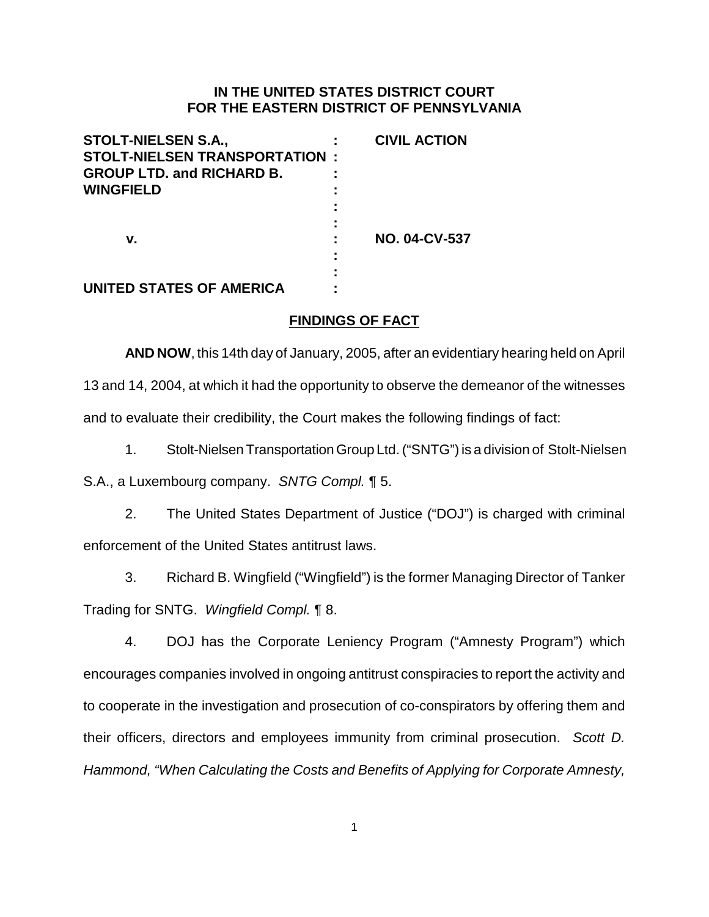**IN THE UNITED STATES DISTRICT COURT**
**FOR THE EASTERN DISTRICT OF PENNSYLVANIA**

| | | |
|---|---|---|
| **STOLT-NIELSEN S.A., STOLT-NIELSEN TRANSPORTATION GROUP LTD. and RICHARD B. WINGFIELD** | : | **CIVIL ACTION** |
| **v.** | : | **NO. 04-CV-537** |
| **UNITED STATES OF AMERICA** | : | |

## FINDINGS OF FACT

**AND NOW**, this 14th day of January, 2005, after an evidentiary hearing held on April 13 and 14, 2004, at which it had the opportunity to observe the demeanor of the witnesses and to evaluate their credibility, the Court makes the following findings of fact:

1. Stolt-Nielsen Transportation Group Ltd. ("SNTG") is a division of Stolt-Nielsen S.A., a Luxembourg company. *SNTG Compl.* ¶ 5.

2. The United States Department of Justice ("DOJ") is charged with criminal enforcement of the United States antitrust laws.

3. Richard B. Wingfield ("Wingfield") is the former Managing Director of Tanker Trading for SNTG. *Wingfield Compl.* ¶ 8.

4. DOJ has the Corporate Leniency Program ("Amnesty Program") which encourages companies involved in ongoing antitrust conspiracies to report the activity and to cooperate in the investigation and prosecution of co-conspirators by offering them and their officers, directors and employees immunity from criminal prosecution. *Scott D. Hammond, "When Calculating the Costs and Benefits of Applying for Corporate Amnesty,*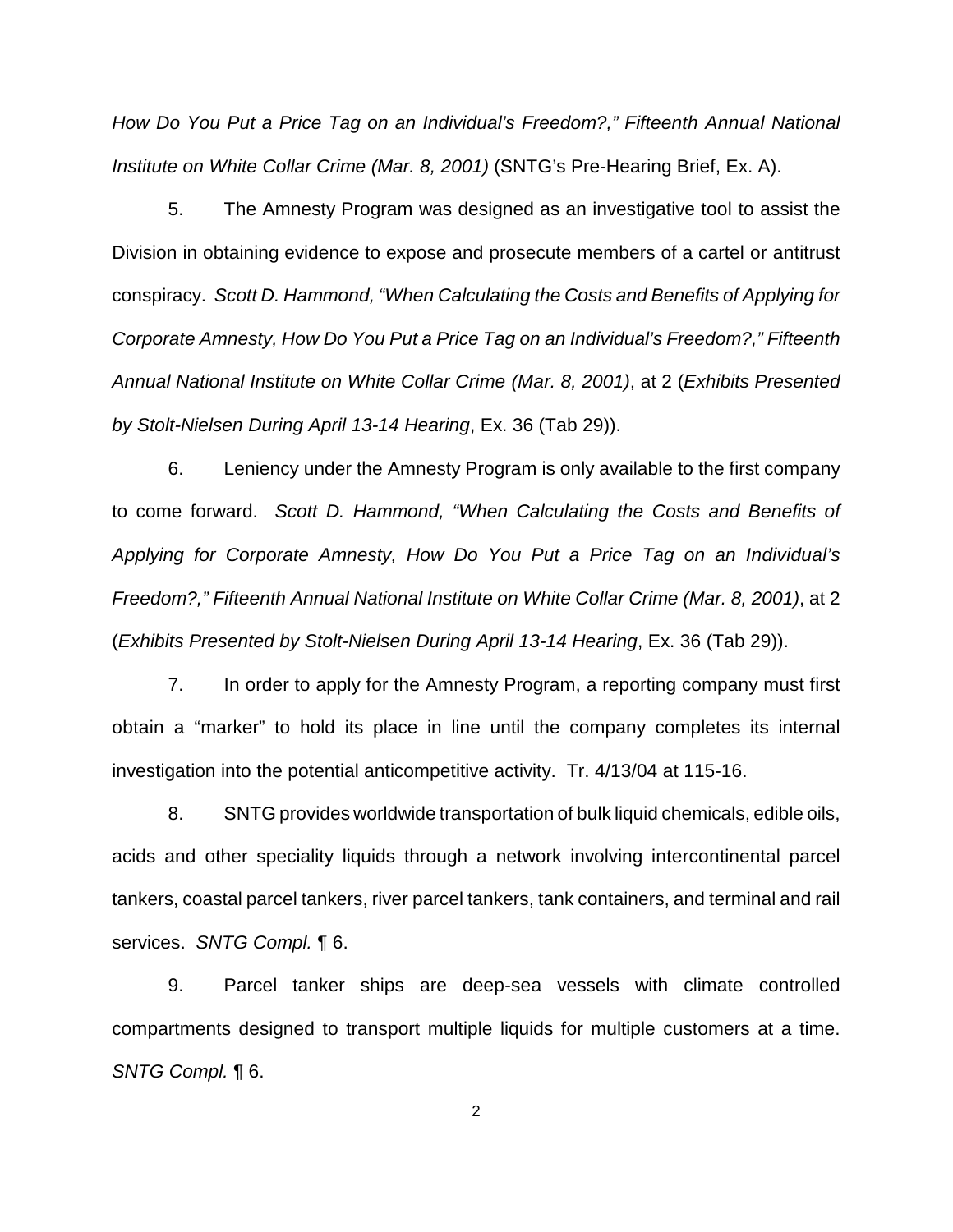*How Do You Put a Price Tag on an Individual's Freedom?," Fifteenth Annual National Institute on White Collar Crime (Mar. 8, 2001)* (SNTG's Pre-Hearing Brief, Ex. A).

5. The Amnesty Program was designed as an investigative tool to assist the Division in obtaining evidence to expose and prosecute members of a cartel or antitrust conspiracy. *Scott D. Hammond, "When Calculating the Costs and Benefits of Applying for Corporate Amnesty, How Do You Put a Price Tag on an Individual's Freedom?," Fifteenth Annual National Institute on White Collar Crime (Mar. 8, 2001)*, at 2 (*Exhibits Presented by Stolt-Nielsen During April 13-14 Hearing*, Ex. 36 (Tab 29)).

6. Leniency under the Amnesty Program is only available to the first company to come forward. *Scott D. Hammond, "When Calculating the Costs and Benefits of Applying for Corporate Amnesty, How Do You Put a Price Tag on an Individual's Freedom?," Fifteenth Annual National Institute on White Collar Crime (Mar. 8, 2001)*, at 2 (*Exhibits Presented by Stolt-Nielsen During April 13-14 Hearing*, Ex. 36 (Tab 29)).

7. In order to apply for the Amnesty Program, a reporting company must first obtain a "marker" to hold its place in line until the company completes its internal investigation into the potential anticompetitive activity. Tr. 4/13/04 at 115-16.

8. SNTG provides worldwide transportation of bulk liquid chemicals, edible oils, acids and other speciality liquids through a network involving intercontinental parcel tankers, coastal parcel tankers, river parcel tankers, tank containers, and terminal and rail services. *SNTG Compl.* ¶ 6.

9. Parcel tanker ships are deep-sea vessels with climate controlled compartments designed to transport multiple liquids for multiple customers at a time. *SNTG Compl.* ¶ 6.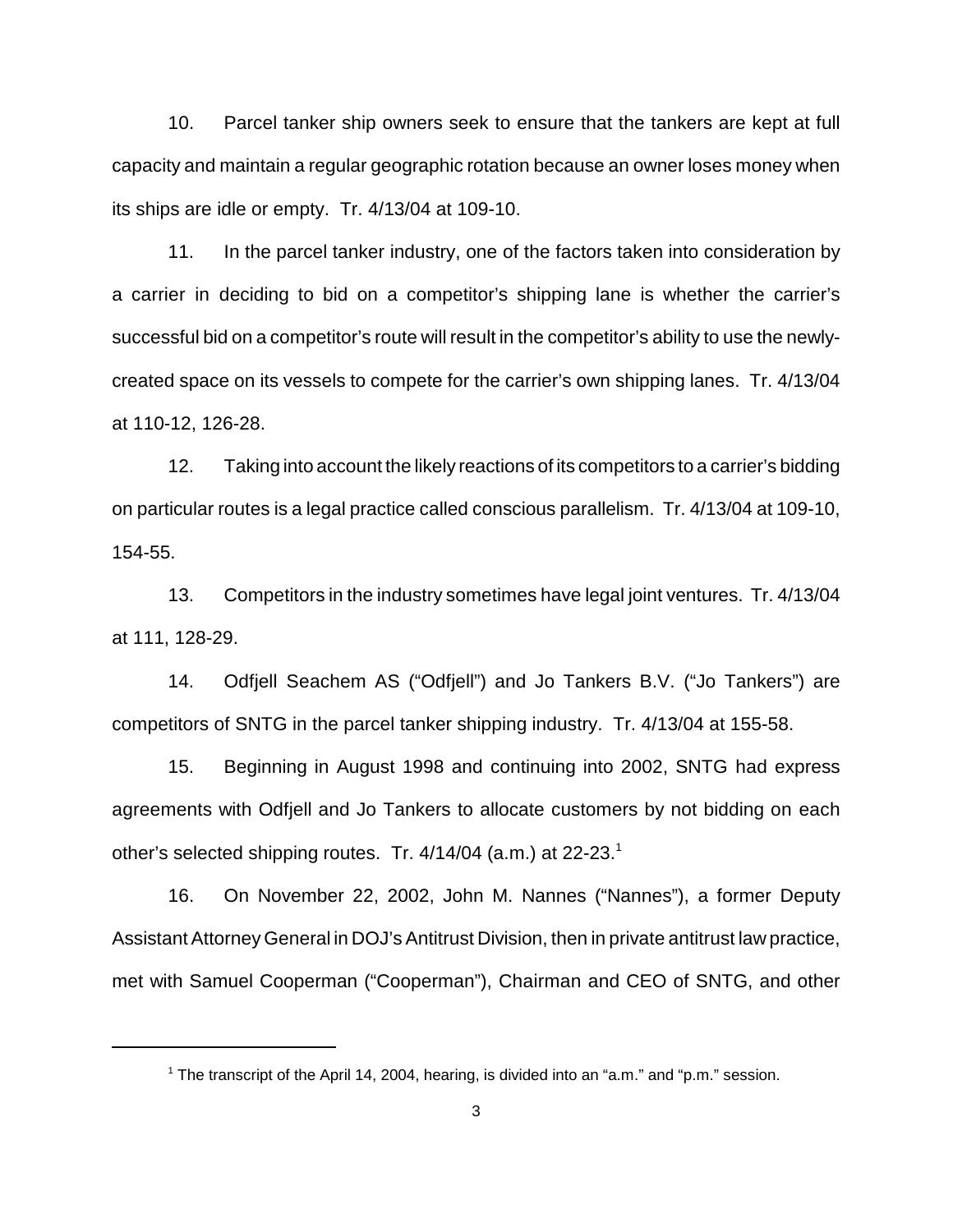10. Parcel tanker ship owners seek to ensure that the tankers are kept at full capacity and maintain a regular geographic rotation because an owner loses money when its ships are idle or empty. Tr. 4/13/04 at 109-10.

11. In the parcel tanker industry, one of the factors taken into consideration by a carrier in deciding to bid on a competitor's shipping lane is whether the carrier's successful bid on a competitor's route will result in the competitor's ability to use the newly-created space on its vessels to compete for the carrier's own shipping lanes. Tr. 4/13/04 at 110-12, 126-28.

12. Taking into account the likely reactions of its competitors to a carrier's bidding on particular routes is a legal practice called conscious parallelism. Tr. 4/13/04 at 109-10, 154-55.

13. Competitors in the industry sometimes have legal joint ventures. Tr. 4/13/04 at 111, 128-29.

14. Odfjell Seachem AS ("Odfjell") and Jo Tankers B.V. ("Jo Tankers") are competitors of SNTG in the parcel tanker shipping industry. Tr. 4/13/04 at 155-58.

15. Beginning in August 1998 and continuing into 2002, SNTG had express agreements with Odfjell and Jo Tankers to allocate customers by not bidding on each other's selected shipping routes. Tr. 4/14/04 (a.m.) at 22-23.[1]

16. On November 22, 2002, John M. Nannes ("Nannes"), a former Deputy Assistant Attorney General in DOJ's Antitrust Division, then in private antitrust law practice, met with Samuel Cooperman ("Cooperman"), Chairman and CEO of SNTG, and other

[1] The transcript of the April 14, 2004, hearing, is divided into an "a.m." and "p.m." session.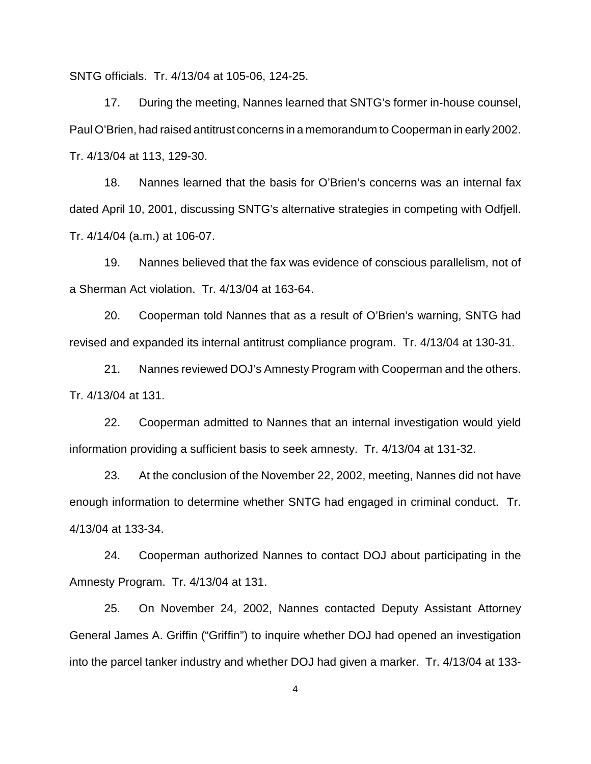SNTG officials. Tr. 4/13/04 at 105-06, 124-25.

17. During the meeting, Nannes learned that SNTG's former in-house counsel, Paul O'Brien, had raised antitrust concerns in a memorandum to Cooperman in early 2002. Tr. 4/13/04 at 113, 129-30.

18. Nannes learned that the basis for O'Brien's concerns was an internal fax dated April 10, 2001, discussing SNTG's alternative strategies in competing with Odfjell. Tr. 4/14/04 (a.m.) at 106-07.

19. Nannes believed that the fax was evidence of conscious parallelism, not of a Sherman Act violation. Tr. 4/13/04 at 163-64.

20. Cooperman told Nannes that as a result of O'Brien's warning, SNTG had revised and expanded its internal antitrust compliance program. Tr. 4/13/04 at 130-31.

21. Nannes reviewed DOJ's Amnesty Program with Cooperman and the others. Tr. 4/13/04 at 131.

22. Cooperman admitted to Nannes that an internal investigation would yield information providing a sufficient basis to seek amnesty. Tr. 4/13/04 at 131-32.

23. At the conclusion of the November 22, 2002, meeting, Nannes did not have enough information to determine whether SNTG had engaged in criminal conduct. Tr. 4/13/04 at 133-34.

24. Cooperman authorized Nannes to contact DOJ about participating in the Amnesty Program. Tr. 4/13/04 at 131.

25. On November 24, 2002, Nannes contacted Deputy Assistant Attorney General James A. Griffin ("Griffin") to inquire whether DOJ had opened an investigation into the parcel tanker industry and whether DOJ had given a marker. Tr. 4/13/04 at 133-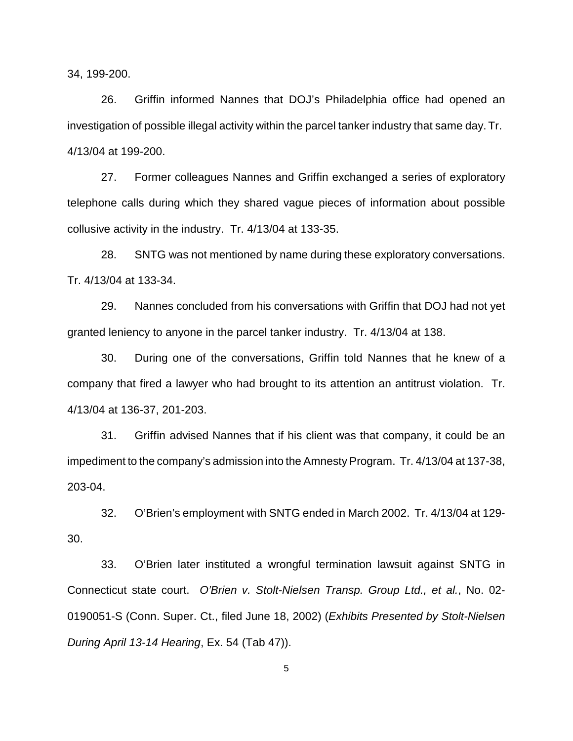34, 199-200.

26. Griffin informed Nannes that DOJ's Philadelphia office had opened an investigation of possible illegal activity within the parcel tanker industry that same day. Tr. 4/13/04 at 199-200.

27. Former colleagues Nannes and Griffin exchanged a series of exploratory telephone calls during which they shared vague pieces of information about possible collusive activity in the industry. Tr. 4/13/04 at 133-35.

28. SNTG was not mentioned by name during these exploratory conversations. Tr. 4/13/04 at 133-34.

29. Nannes concluded from his conversations with Griffin that DOJ had not yet granted leniency to anyone in the parcel tanker industry. Tr. 4/13/04 at 138.

30. During one of the conversations, Griffin told Nannes that he knew of a company that fired a lawyer who had brought to its attention an antitrust violation. Tr. 4/13/04 at 136-37, 201-203.

31. Griffin advised Nannes that if his client was that company, it could be an impediment to the company's admission into the Amnesty Program. Tr. 4/13/04 at 137-38, 203-04.

32. O'Brien's employment with SNTG ended in March 2002. Tr. 4/13/04 at 129-30.

33. O'Brien later instituted a wrongful termination lawsuit against SNTG in Connecticut state court. *O'Brien v. Stolt-Nielsen Transp. Group Ltd., et al.*, No. 02-0190051-S (Conn. Super. Ct., filed June 18, 2002) (*Exhibits Presented by Stolt-Nielsen During April 13-14 Hearing*, Ex. 54 (Tab 47)).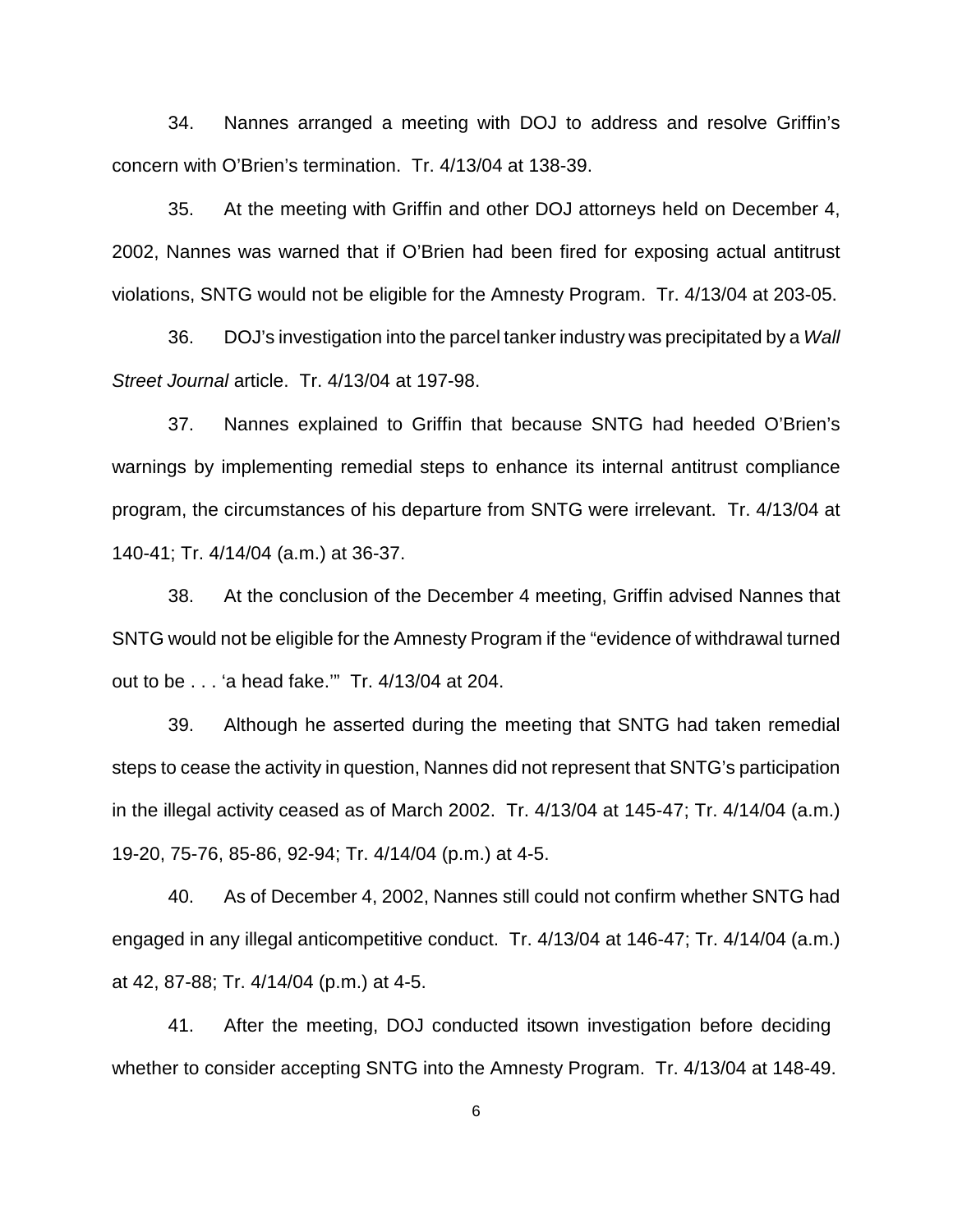34. Nannes arranged a meeting with DOJ to address and resolve Griffin's concern with O'Brien's termination. Tr. 4/13/04 at 138-39.

35. At the meeting with Griffin and other DOJ attorneys held on December 4, 2002, Nannes was warned that if O'Brien had been fired for exposing actual antitrust violations, SNTG would not be eligible for the Amnesty Program. Tr. 4/13/04 at 203-05.

36. DOJ's investigation into the parcel tanker industry was precipitated by a *Wall Street Journal* article. Tr. 4/13/04 at 197-98.

37. Nannes explained to Griffin that because SNTG had heeded O'Brien's warnings by implementing remedial steps to enhance its internal antitrust compliance program, the circumstances of his departure from SNTG were irrelevant. Tr. 4/13/04 at 140-41; Tr. 4/14/04 (a.m.) at 36-37.

38. At the conclusion of the December 4 meeting, Griffin advised Nannes that SNTG would not be eligible for the Amnesty Program if the "evidence of withdrawal turned out to be . . . 'a head fake.'" Tr. 4/13/04 at 204.

39. Although he asserted during the meeting that SNTG had taken remedial steps to cease the activity in question, Nannes did not represent that SNTG's participation in the illegal activity ceased as of March 2002. Tr. 4/13/04 at 145-47; Tr. 4/14/04 (a.m.) 19-20, 75-76, 85-86, 92-94; Tr. 4/14/04 (p.m.) at 4-5.

40. As of December 4, 2002, Nannes still could not confirm whether SNTG had engaged in any illegal anticompetitive conduct. Tr. 4/13/04 at 146-47; Tr. 4/14/04 (a.m.) at 42, 87-88; Tr. 4/14/04 (p.m.) at 4-5.

41. After the meeting, DOJ conducted itsown investigation before deciding whether to consider accepting SNTG into the Amnesty Program. Tr. 4/13/04 at 148-49.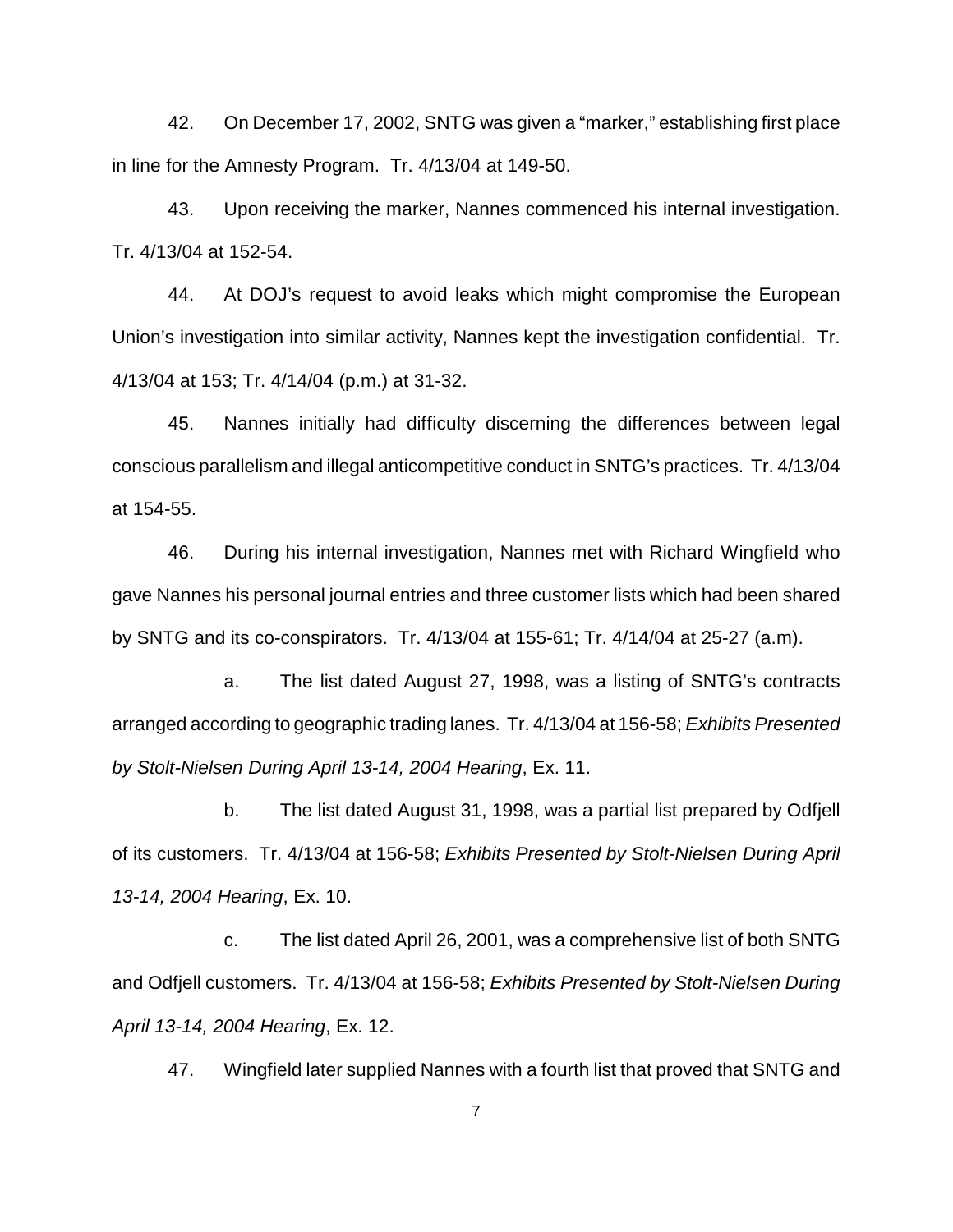42. On December 17, 2002, SNTG was given a "marker," establishing first place in line for the Amnesty Program. Tr. 4/13/04 at 149-50.

43. Upon receiving the marker, Nannes commenced his internal investigation. Tr. 4/13/04 at 152-54.

44. At DOJ's request to avoid leaks which might compromise the European Union's investigation into similar activity, Nannes kept the investigation confidential. Tr. 4/13/04 at 153; Tr. 4/14/04 (p.m.) at 31-32.

45. Nannes initially had difficulty discerning the differences between legal conscious parallelism and illegal anticompetitive conduct in SNTG's practices. Tr. 4/13/04 at 154-55.

46. During his internal investigation, Nannes met with Richard Wingfield who gave Nannes his personal journal entries and three customer lists which had been shared by SNTG and its co-conspirators. Tr. 4/13/04 at 155-61; Tr. 4/14/04 at 25-27 (a.m).

a. The list dated August 27, 1998, was a listing of SNTG's contracts arranged according to geographic trading lanes. Tr. 4/13/04 at 156-58; *Exhibits Presented by Stolt-Nielsen During April 13-14, 2004 Hearing*, Ex. 11.

b. The list dated August 31, 1998, was a partial list prepared by Odfjell of its customers. Tr. 4/13/04 at 156-58; *Exhibits Presented by Stolt-Nielsen During April 13-14, 2004 Hearing*, Ex. 10.

c. The list dated April 26, 2001, was a comprehensive list of both SNTG and Odfjell customers. Tr. 4/13/04 at 156-58; *Exhibits Presented by Stolt-Nielsen During April 13-14, 2004 Hearing*, Ex. 12.

47. Wingfield later supplied Nannes with a fourth list that proved that SNTG and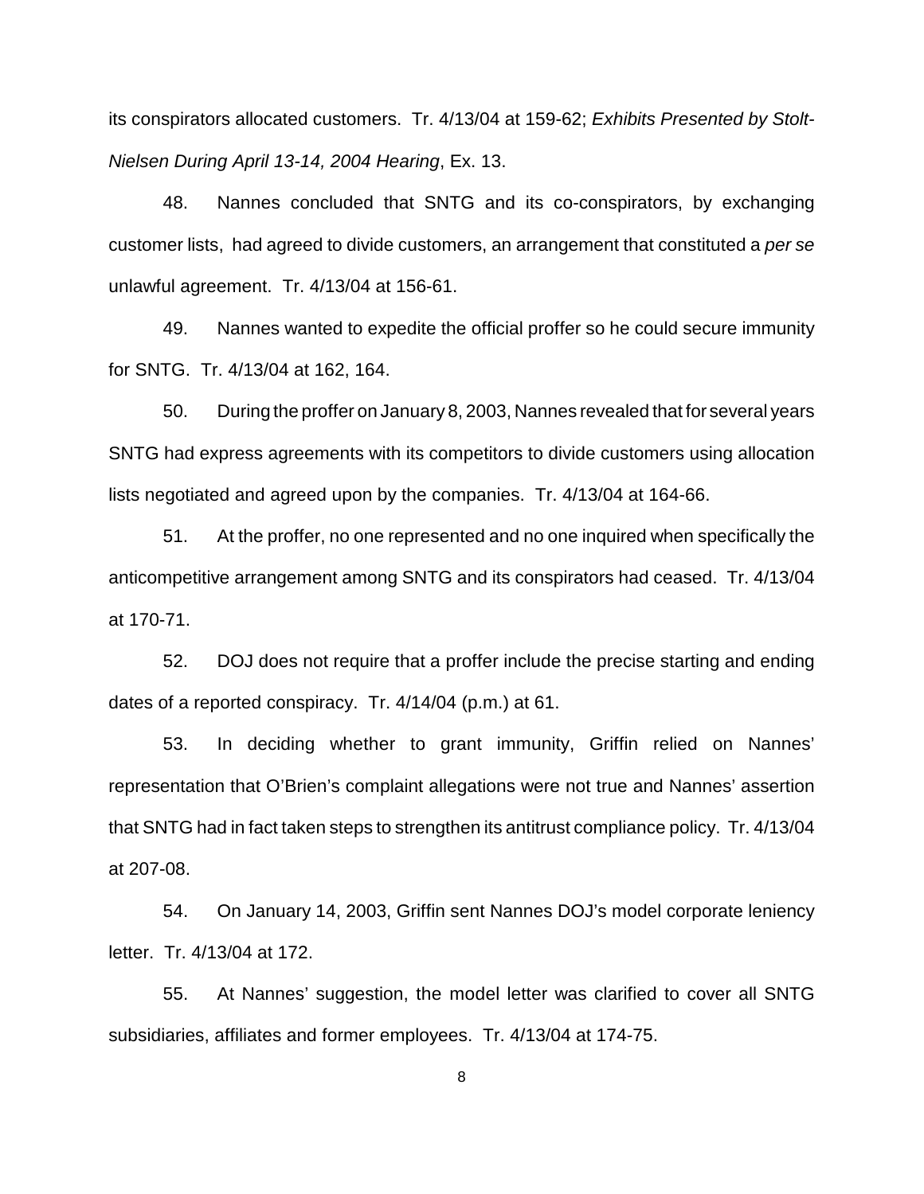its conspirators allocated customers. Tr. 4/13/04 at 159-62; *Exhibits Presented by Stolt-Nielsen During April 13-14, 2004 Hearing*, Ex. 13.

48. Nannes concluded that SNTG and its co-conspirators, by exchanging customer lists, had agreed to divide customers, an arrangement that constituted a *per se* unlawful agreement. Tr. 4/13/04 at 156-61.

49. Nannes wanted to expedite the official proffer so he could secure immunity for SNTG. Tr. 4/13/04 at 162, 164.

50. During the proffer on January 8, 2003, Nannes revealed that for several years SNTG had express agreements with its competitors to divide customers using allocation lists negotiated and agreed upon by the companies. Tr. 4/13/04 at 164-66.

51. At the proffer, no one represented and no one inquired when specifically the anticompetitive arrangement among SNTG and its conspirators had ceased. Tr. 4/13/04 at 170-71.

52. DOJ does not require that a proffer include the precise starting and ending dates of a reported conspiracy. Tr. 4/14/04 (p.m.) at 61.

53. In deciding whether to grant immunity, Griffin relied on Nannes' representation that O'Brien's complaint allegations were not true and Nannes' assertion that SNTG had in fact taken steps to strengthen its antitrust compliance policy. Tr. 4/13/04 at 207-08.

54. On January 14, 2003, Griffin sent Nannes DOJ's model corporate leniency letter. Tr. 4/13/04 at 172.

55. At Nannes' suggestion, the model letter was clarified to cover all SNTG subsidiaries, affiliates and former employees. Tr. 4/13/04 at 174-75.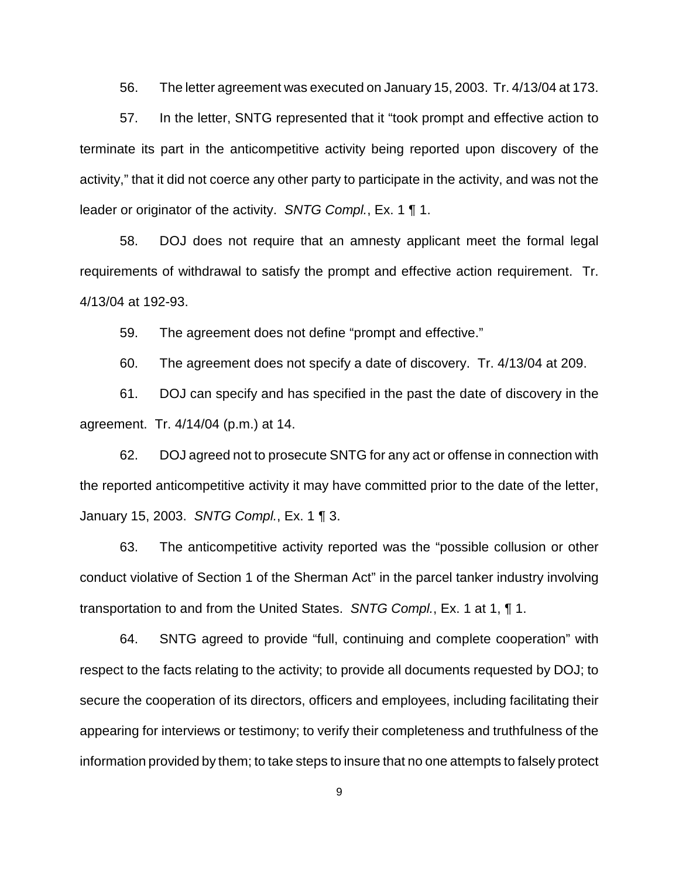56. The letter agreement was executed on January 15, 2003. Tr. 4/13/04 at 173.

57. In the letter, SNTG represented that it "took prompt and effective action to terminate its part in the anticompetitive activity being reported upon discovery of the activity," that it did not coerce any other party to participate in the activity, and was not the leader or originator of the activity. *SNTG Compl.*, Ex. 1 ¶ 1.

58. DOJ does not require that an amnesty applicant meet the formal legal requirements of withdrawal to satisfy the prompt and effective action requirement. Tr. 4/13/04 at 192-93.

59. The agreement does not define "prompt and effective."

60. The agreement does not specify a date of discovery. Tr. 4/13/04 at 209.

61. DOJ can specify and has specified in the past the date of discovery in the agreement. Tr. 4/14/04 (p.m.) at 14.

62. DOJ agreed not to prosecute SNTG for any act or offense in connection with the reported anticompetitive activity it may have committed prior to the date of the letter, January 15, 2003. *SNTG Compl.*, Ex. 1 ¶ 3.

63. The anticompetitive activity reported was the "possible collusion or other conduct violative of Section 1 of the Sherman Act" in the parcel tanker industry involving transportation to and from the United States. *SNTG Compl.*, Ex. 1 at 1, ¶ 1.

64. SNTG agreed to provide "full, continuing and complete cooperation" with respect to the facts relating to the activity; to provide all documents requested by DOJ; to secure the cooperation of its directors, officers and employees, including facilitating their appearing for interviews or testimony; to verify their completeness and truthfulness of the information provided by them; to take steps to insure that no one attempts to falsely protect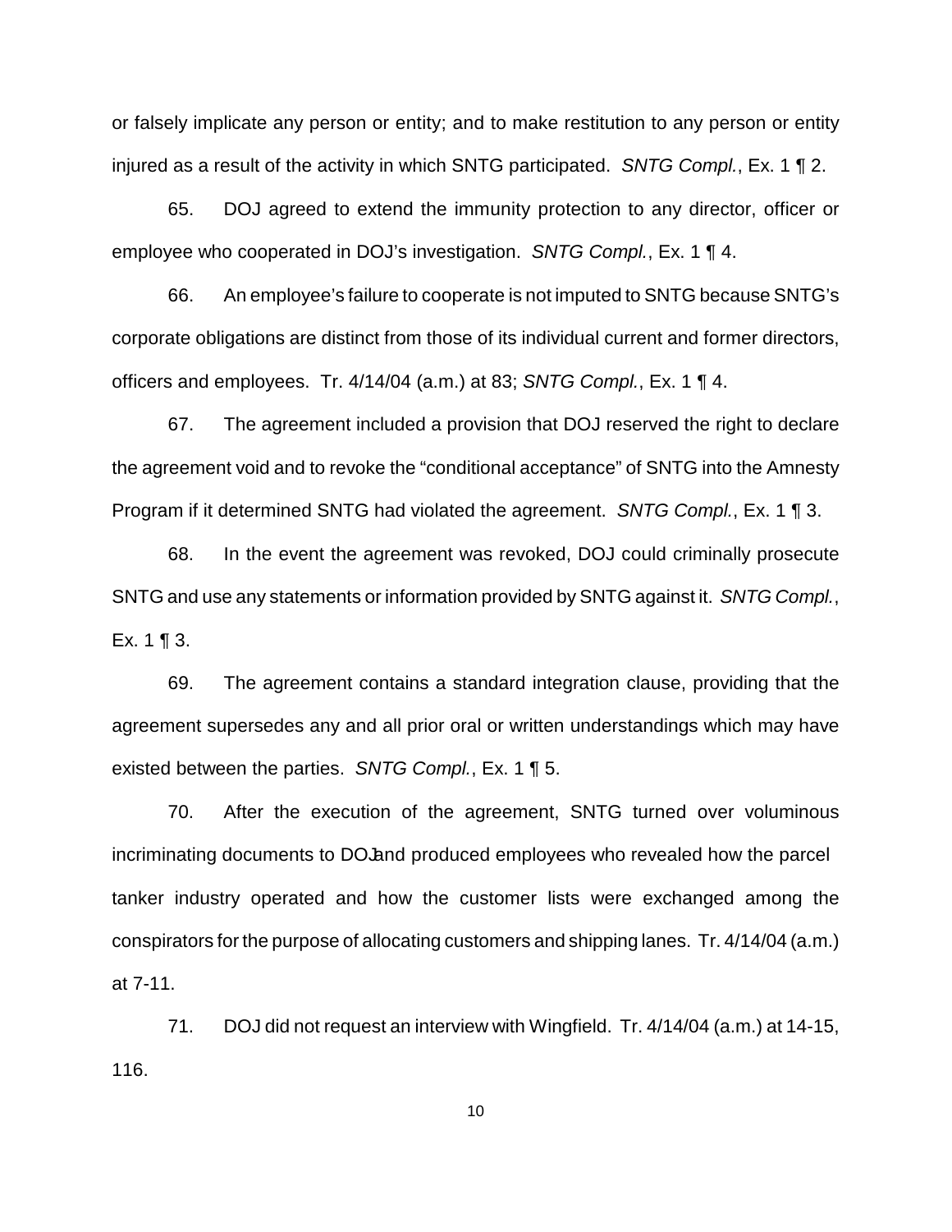or falsely implicate any person or entity; and to make restitution to any person or entity injured as a result of the activity in which SNTG participated. *SNTG Compl.*, Ex. 1 ¶ 2.

65. DOJ agreed to extend the immunity protection to any director, officer or employee who cooperated in DOJ's investigation. *SNTG Compl.*, Ex. 1 ¶ 4.

66. An employee's failure to cooperate is not imputed to SNTG because SNTG's corporate obligations are distinct from those of its individual current and former directors, officers and employees. Tr. 4/14/04 (a.m.) at 83; *SNTG Compl.*, Ex. 1 ¶ 4.

67. The agreement included a provision that DOJ reserved the right to declare the agreement void and to revoke the "conditional acceptance" of SNTG into the Amnesty Program if it determined SNTG had violated the agreement. *SNTG Compl.*, Ex. 1 ¶ 3.

68. In the event the agreement was revoked, DOJ could criminally prosecute SNTG and use any statements or information provided by SNTG against it. *SNTG Compl.*, Ex. 1 ¶ 3.

69. The agreement contains a standard integration clause, providing that the agreement supersedes any and all prior oral or written understandings which may have existed between the parties. *SNTG Compl.*, Ex. 1 ¶ 5.

70. After the execution of the agreement, SNTG turned over voluminous incriminating documents to DOJ and produced employees who revealed how the parcel tanker industry operated and how the customer lists were exchanged among the conspirators for the purpose of allocating customers and shipping lanes. Tr. 4/14/04 (a.m.) at 7-11.

71. DOJ did not request an interview with Wingfield. Tr. 4/14/04 (a.m.) at 14-15, 116.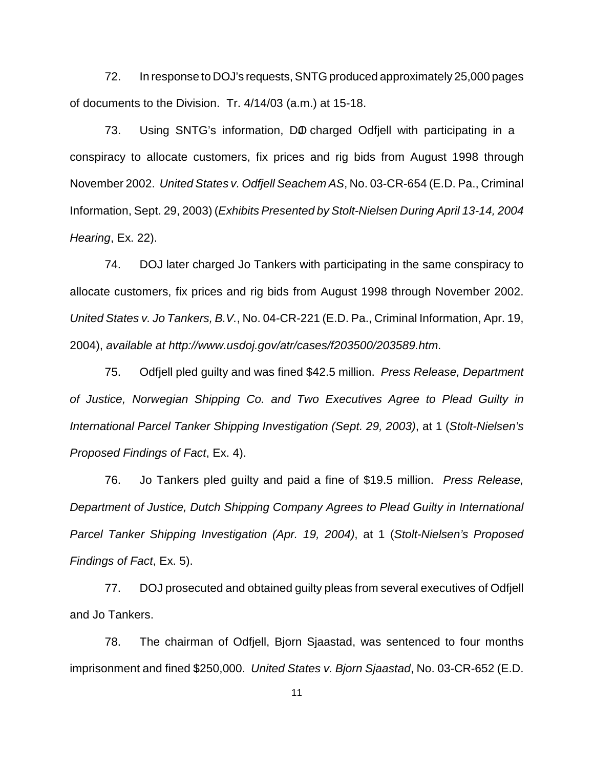72. In response to DOJ's requests, SNTG produced approximately 25,000 pages of documents to the Division. Tr. 4/14/03 (a.m.) at 15-18.

73. Using SNTG's information, DOJ charged Odfjell with participating in a conspiracy to allocate customers, fix prices and rig bids from August 1998 through November 2002. *United States v. Odfjell Seachem AS*, No. 03-CR-654 (E.D. Pa., Criminal Information, Sept. 29, 2003) (*Exhibits Presented by Stolt-Nielsen During April 13-14, 2004 Hearing*, Ex. 22).

74. DOJ later charged Jo Tankers with participating in the same conspiracy to allocate customers, fix prices and rig bids from August 1998 through November 2002. *United States v. Jo Tankers, B.V.*, No. 04-CR-221 (E.D. Pa., Criminal Information, Apr. 19, 2004), *available at http://www.usdoj.gov/atr/cases/f203500/203589.htm*.

75. Odfjell pled guilty and was fined $42.5 million. *Press Release, Department of Justice, Norwegian Shipping Co. and Two Executives Agree to Plead Guilty in International Parcel Tanker Shipping Investigation (Sept. 29, 2003)*, at 1 (*Stolt-Nielsen's Proposed Findings of Fact*, Ex. 4).

76. Jo Tankers pled guilty and paid a fine of $19.5 million. *Press Release, Department of Justice, Dutch Shipping Company Agrees to Plead Guilty in International Parcel Tanker Shipping Investigation (Apr. 19, 2004)*, at 1 (*Stolt-Nielsen's Proposed Findings of Fact*, Ex. 5).

77. DOJ prosecuted and obtained guilty pleas from several executives of Odfjell and Jo Tankers.

78. The chairman of Odfjell, Bjorn Sjaastad, was sentenced to four months imprisonment and fined $250,000. *United States v. Bjorn Sjaastad*, No. 03-CR-652 (E.D.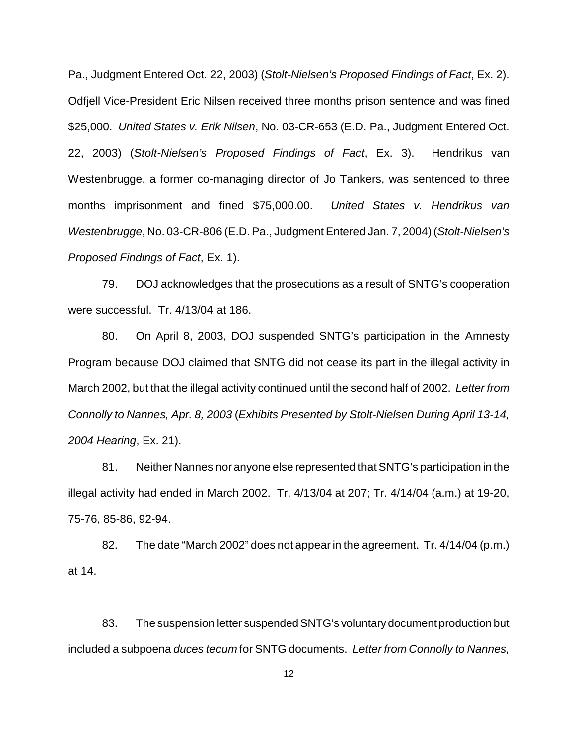Pa., Judgment Entered Oct. 22, 2003) (*Stolt-Nielsen's Proposed Findings of Fact*, Ex. 2). Odfjell Vice-President Eric Nilsen received three months prison sentence and was fined \$25,000. *United States v. Erik Nilsen*, No. 03-CR-653 (E.D. Pa., Judgment Entered Oct. 22, 2003) (*Stolt-Nielsen's Proposed Findings of Fact*, Ex. 3). Hendrikus van Westenbrugge, a former co-managing director of Jo Tankers, was sentenced to three months imprisonment and fined \$75,000.00. *United States v. Hendrikus van Westenbrugge*, No. 03-CR-806 (E.D. Pa., Judgment Entered Jan. 7, 2004) (*Stolt-Nielsen's Proposed Findings of Fact*, Ex. 1).

79. DOJ acknowledges that the prosecutions as a result of SNTG's cooperation were successful. Tr. 4/13/04 at 186.

80. On April 8, 2003, DOJ suspended SNTG's participation in the Amnesty Program because DOJ claimed that SNTG did not cease its part in the illegal activity in March 2002, but that the illegal activity continued until the second half of 2002. *Letter from Connolly to Nannes, Apr. 8, 2003* (*Exhibits Presented by Stolt-Nielsen During April 13-14, 2004 Hearing*, Ex. 21).

81. Neither Nannes nor anyone else represented that SNTG's participation in the illegal activity had ended in March 2002. Tr. 4/13/04 at 207; Tr. 4/14/04 (a.m.) at 19-20, 75-76, 85-86, 92-94.

82. The date "March 2002" does not appear in the agreement. Tr. 4/14/04 (p.m.) at 14.

83. The suspension letter suspended SNTG's voluntary document production but included a subpoena *duces tecum* for SNTG documents. *Letter from Connolly to Nannes,*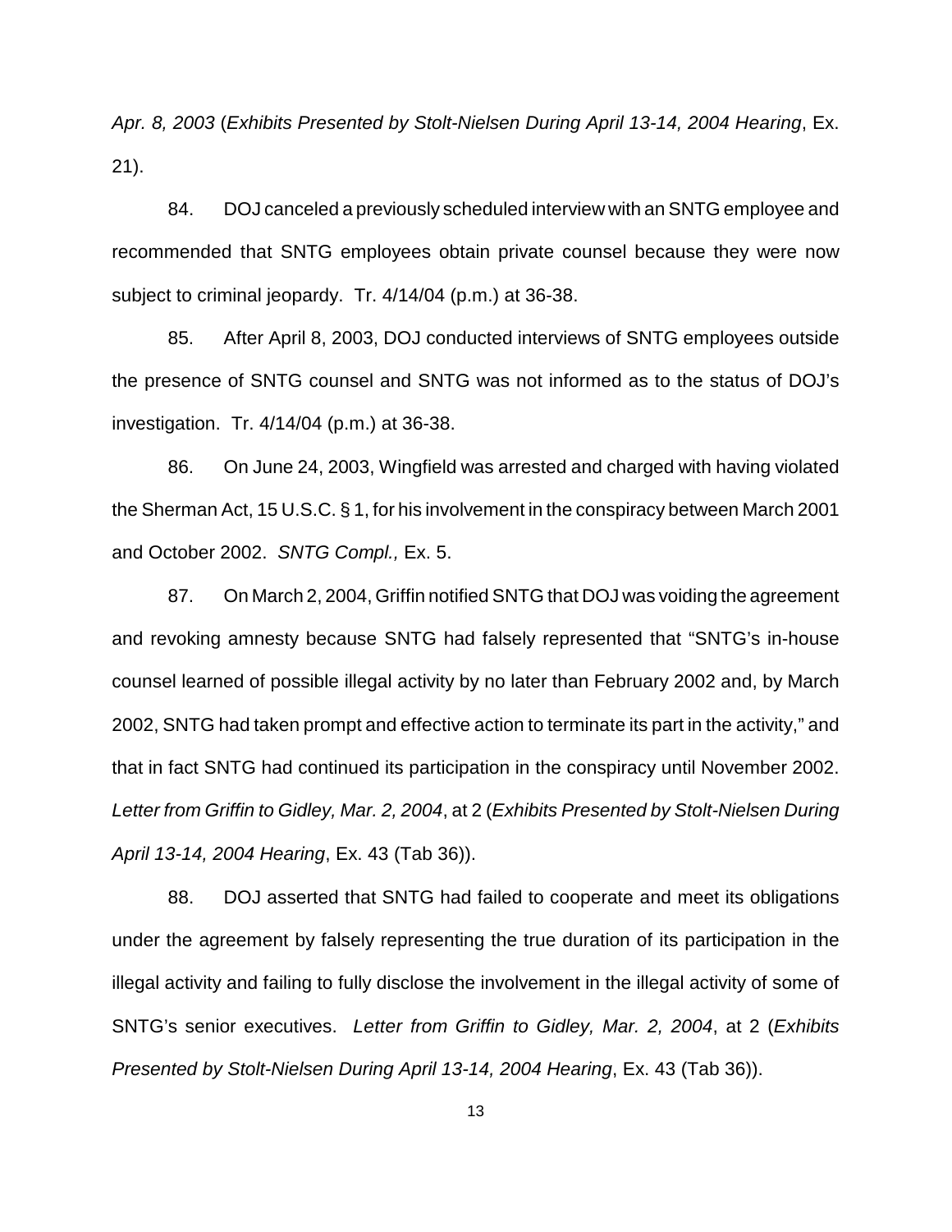*Apr. 8, 2003* (*Exhibits Presented by Stolt-Nielsen During April 13-14, 2004 Hearing*, Ex. 21).

84. DOJ canceled a previously scheduled interview with an SNTG employee and recommended that SNTG employees obtain private counsel because they were now subject to criminal jeopardy. Tr. 4/14/04 (p.m.) at 36-38.

85. After April 8, 2003, DOJ conducted interviews of SNTG employees outside the presence of SNTG counsel and SNTG was not informed as to the status of DOJ's investigation. Tr. 4/14/04 (p.m.) at 36-38.

86. On June 24, 2003, Wingfield was arrested and charged with having violated the Sherman Act, 15 U.S.C. § 1, for his involvement in the conspiracy between March 2001 and October 2002. *SNTG Compl.,* Ex. 5.

87. On March 2, 2004, Griffin notified SNTG that DOJ was voiding the agreement and revoking amnesty because SNTG had falsely represented that "SNTG's in-house counsel learned of possible illegal activity by no later than February 2002 and, by March 2002, SNTG had taken prompt and effective action to terminate its part in the activity," and that in fact SNTG had continued its participation in the conspiracy until November 2002. *Letter from Griffin to Gidley, Mar. 2, 2004*, at 2 (*Exhibits Presented by Stolt-Nielsen During April 13-14, 2004 Hearing*, Ex. 43 (Tab 36)).

88. DOJ asserted that SNTG had failed to cooperate and meet its obligations under the agreement by falsely representing the true duration of its participation in the illegal activity and failing to fully disclose the involvement in the illegal activity of some of SNTG's senior executives. *Letter from Griffin to Gidley, Mar. 2, 2004*, at 2 (*Exhibits Presented by Stolt-Nielsen During April 13-14, 2004 Hearing*, Ex. 43 (Tab 36)).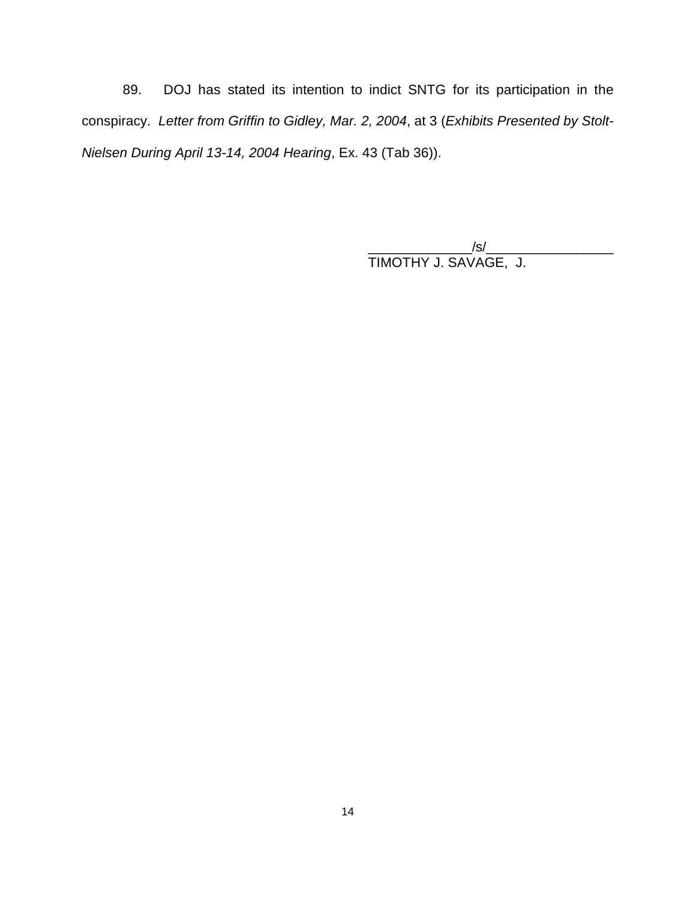89. DOJ has stated its intention to indict SNTG for its participation in the conspiracy. *Letter from Griffin to Gidley, Mar. 2, 2004*, at 3 (*Exhibits Presented by Stolt-Nielsen During April 13-14, 2004 Hearing*, Ex. 43 (Tab 36)).

______________/s/__________________
TIMOTHY J. SAVAGE, J.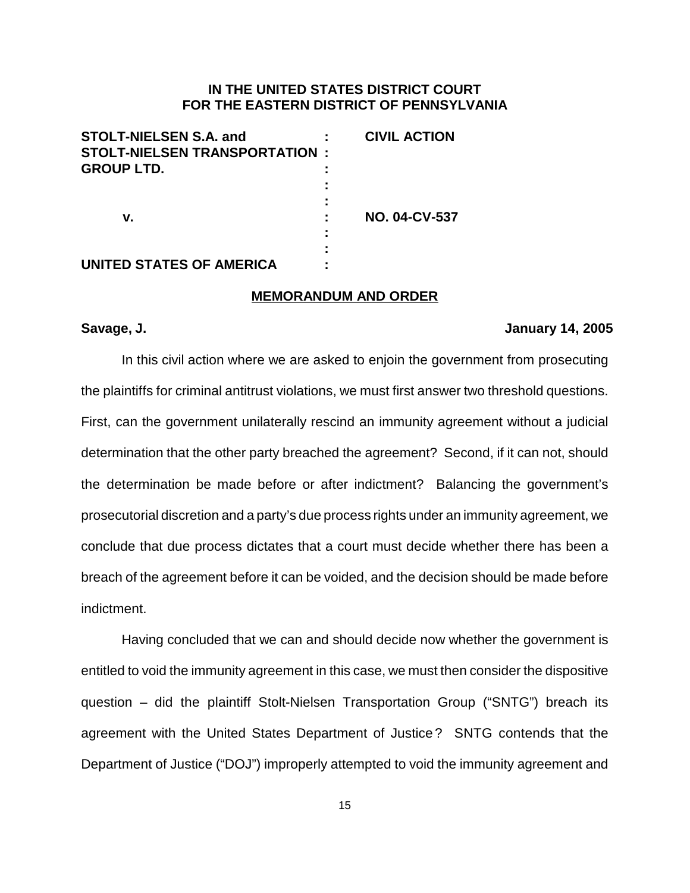# IN THE UNITED STATES DISTRICT COURT
# FOR THE EASTERN DISTRICT OF PENNSYLVANIA

| | | |
|---|---|---|
| **STOLT-NIELSEN S.A. and STOLT-NIELSEN TRANSPORTATION GROUP LTD.** | : | **CIVIL ACTION** |
| **v.** | : | **NO. 04-CV-537** |
| **UNITED STATES OF AMERICA** | : | |

## MEMORANDUM AND ORDER

**Savage, J.** **January 14, 2005**

In this civil action where we are asked to enjoin the government from prosecuting the plaintiffs for criminal antitrust violations, we must first answer two threshold questions. First, can the government unilaterally rescind an immunity agreement without a judicial determination that the other party breached the agreement? Second, if it can not, should the determination be made before or after indictment? Balancing the government's prosecutorial discretion and a party's due process rights under an immunity agreement, we conclude that due process dictates that a court must decide whether there has been a breach of the agreement before it can be voided, and the decision should be made before indictment.

Having concluded that we can and should decide now whether the government is entitled to void the immunity agreement in this case, we must then consider the dispositive question – did the plaintiff Stolt-Nielsen Transportation Group ("SNTG") breach its agreement with the United States Department of Justice? SNTG contends that the Department of Justice ("DOJ") improperly attempted to void the immunity agreement and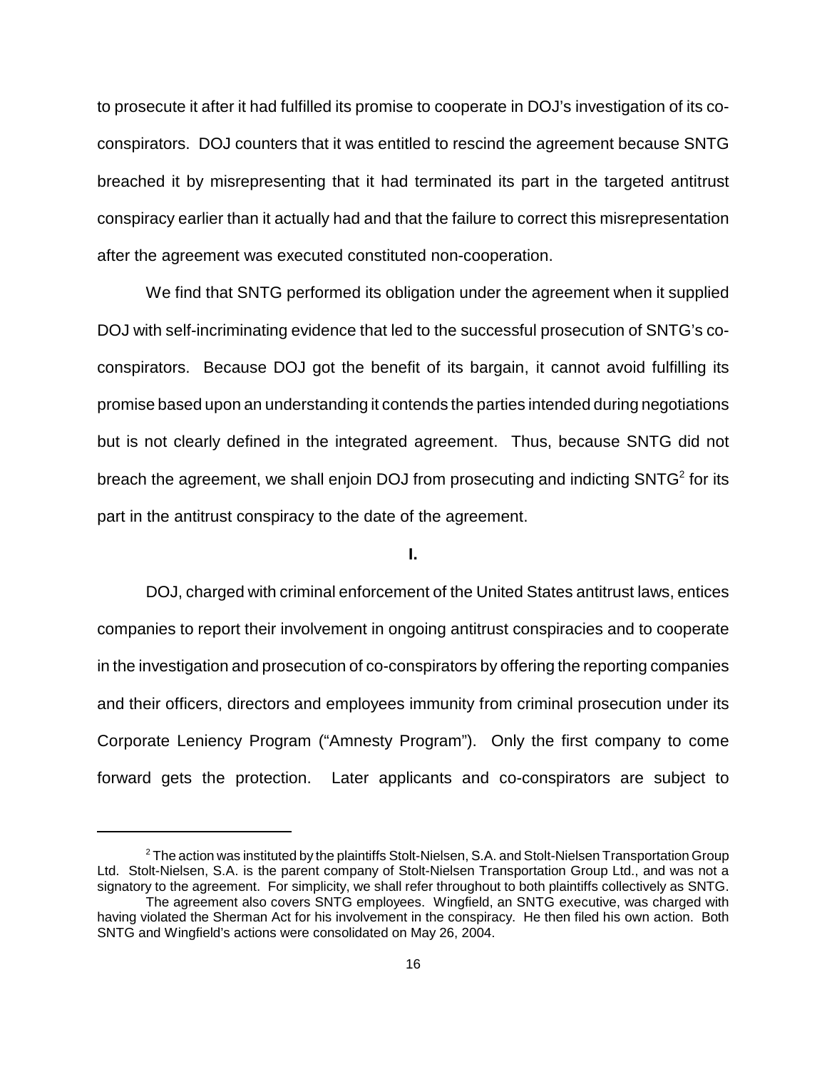to prosecute it after it had fulfilled its promise to cooperate in DOJ's investigation of its co-conspirators. DOJ counters that it was entitled to rescind the agreement because SNTG breached it by misrepresenting that it had terminated its part in the targeted antitrust conspiracy earlier than it actually had and that the failure to correct this misrepresentation after the agreement was executed constituted non-cooperation.

We find that SNTG performed its obligation under the agreement when it supplied DOJ with self-incriminating evidence that led to the successful prosecution of SNTG's co-conspirators. Because DOJ got the benefit of its bargain, it cannot avoid fulfilling its promise based upon an understanding it contends the parties intended during negotiations but is not clearly defined in the integrated agreement. Thus, because SNTG did not breach the agreement, we shall enjoin DOJ from prosecuting and indicting SNTG[2] for its part in the antitrust conspiracy to the date of the agreement.

**I.**

DOJ, charged with criminal enforcement of the United States antitrust laws, entices companies to report their involvement in ongoing antitrust conspiracies and to cooperate in the investigation and prosecution of co-conspirators by offering the reporting companies and their officers, directors and employees immunity from criminal prosecution under its Corporate Leniency Program ("Amnesty Program"). Only the first company to come forward gets the protection. Later applicants and co-conspirators are subject to

---

[2] The action was instituted by the plaintiffs Stolt-Nielsen, S.A. and Stolt-Nielsen Transportation Group Ltd. Stolt-Nielsen, S.A. is the parent company of Stolt-Nielsen Transportation Group Ltd., and was not a signatory to the agreement. For simplicity, we shall refer throughout to both plaintiffs collectively as SNTG.

The agreement also covers SNTG employees. Wingfield, an SNTG executive, was charged with having violated the Sherman Act for his involvement in the conspiracy. He then filed his own action. Both SNTG and Wingfield's actions were consolidated on May 26, 2004.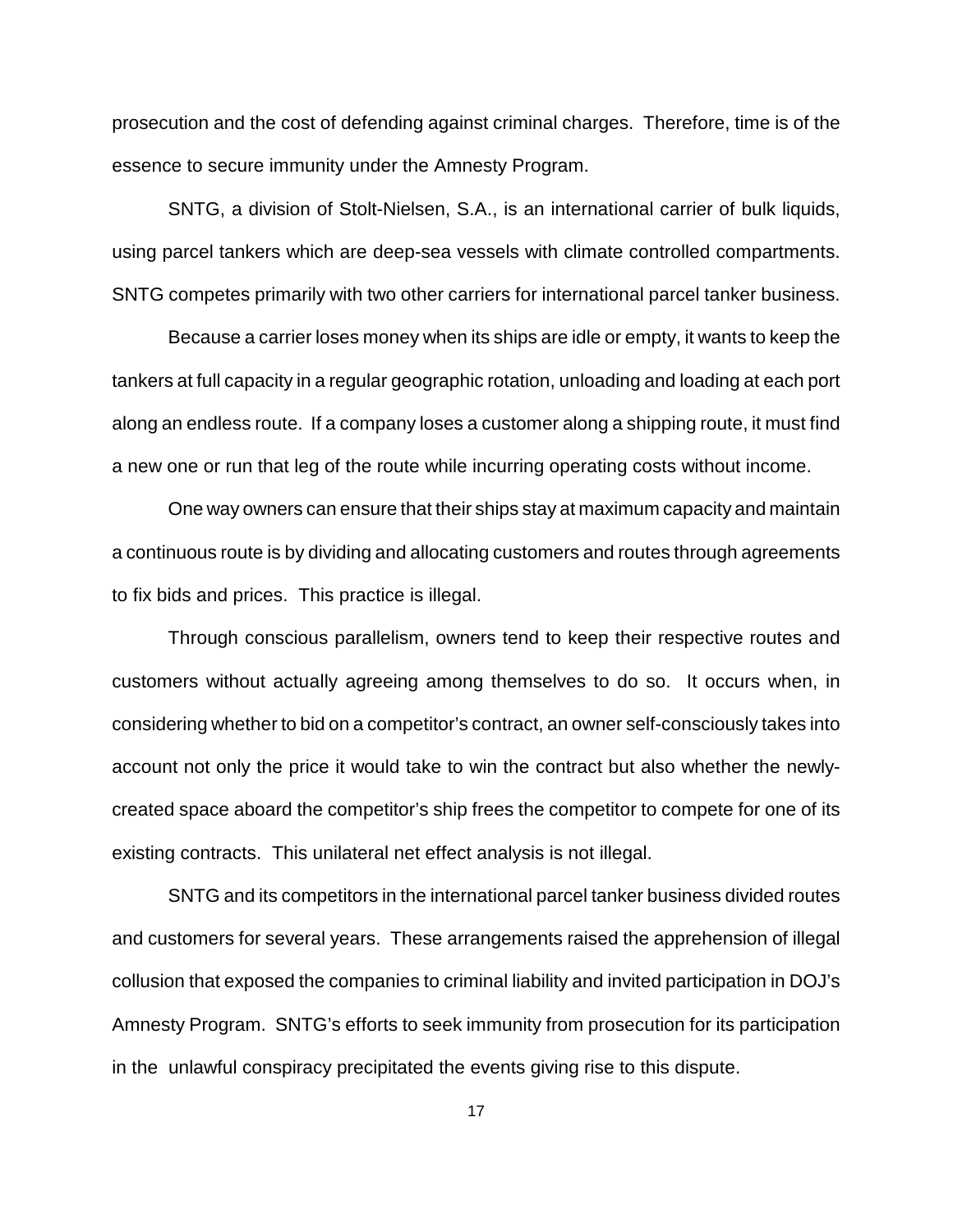prosecution and the cost of defending against criminal charges. Therefore, time is of the essence to secure immunity under the Amnesty Program.

SNTG, a division of Stolt-Nielsen, S.A., is an international carrier of bulk liquids, using parcel tankers which are deep-sea vessels with climate controlled compartments. SNTG competes primarily with two other carriers for international parcel tanker business.

Because a carrier loses money when its ships are idle or empty, it wants to keep the tankers at full capacity in a regular geographic rotation, unloading and loading at each port along an endless route. If a company loses a customer along a shipping route, it must find a new one or run that leg of the route while incurring operating costs without income.

One way owners can ensure that their ships stay at maximum capacity and maintain a continuous route is by dividing and allocating customers and routes through agreements to fix bids and prices. This practice is illegal.

Through conscious parallelism, owners tend to keep their respective routes and customers without actually agreeing among themselves to do so. It occurs when, in considering whether to bid on a competitor's contract, an owner self-consciously takes into account not only the price it would take to win the contract but also whether the newly-created space aboard the competitor's ship frees the competitor to compete for one of its existing contracts. This unilateral net effect analysis is not illegal.

SNTG and its competitors in the international parcel tanker business divided routes and customers for several years. These arrangements raised the apprehension of illegal collusion that exposed the companies to criminal liability and invited participation in DOJ's Amnesty Program. SNTG's efforts to seek immunity from prosecution for its participation in the unlawful conspiracy precipitated the events giving rise to this dispute.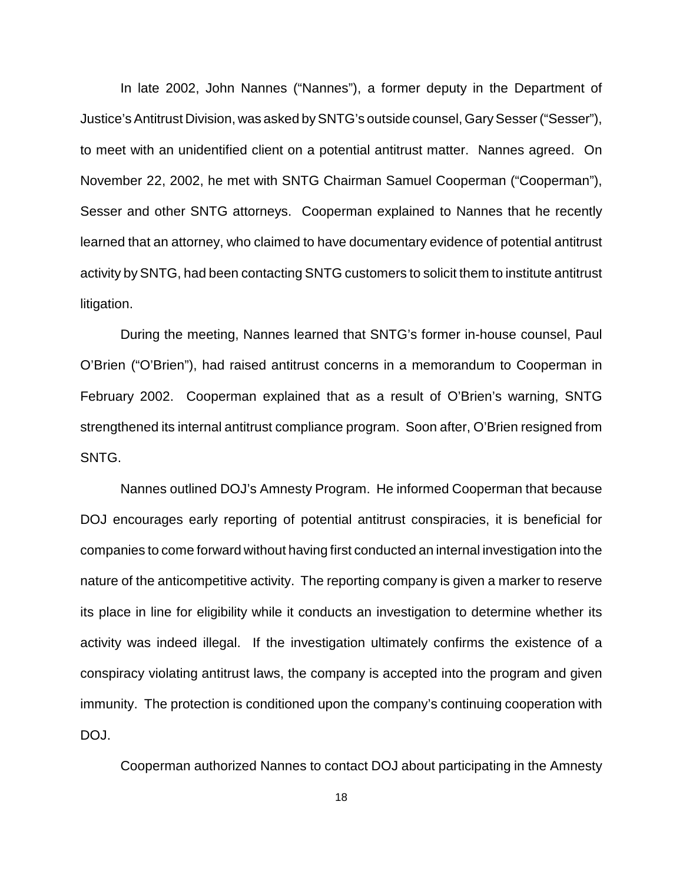In late 2002, John Nannes ("Nannes"), a former deputy in the Department of Justice's Antitrust Division, was asked by SNTG's outside counsel, Gary Sesser ("Sesser"), to meet with an unidentified client on a potential antitrust matter. Nannes agreed. On November 22, 2002, he met with SNTG Chairman Samuel Cooperman ("Cooperman"), Sesser and other SNTG attorneys. Cooperman explained to Nannes that he recently learned that an attorney, who claimed to have documentary evidence of potential antitrust activity by SNTG, had been contacting SNTG customers to solicit them to institute antitrust litigation.

During the meeting, Nannes learned that SNTG's former in-house counsel, Paul O'Brien ("O'Brien"), had raised antitrust concerns in a memorandum to Cooperman in February 2002. Cooperman explained that as a result of O'Brien's warning, SNTG strengthened its internal antitrust compliance program. Soon after, O'Brien resigned from SNTG.

Nannes outlined DOJ's Amnesty Program. He informed Cooperman that because DOJ encourages early reporting of potential antitrust conspiracies, it is beneficial for companies to come forward without having first conducted an internal investigation into the nature of the anticompetitive activity. The reporting company is given a marker to reserve its place in line for eligibility while it conducts an investigation to determine whether its activity was indeed illegal. If the investigation ultimately confirms the existence of a conspiracy violating antitrust laws, the company is accepted into the program and given immunity. The protection is conditioned upon the company's continuing cooperation with DOJ.

Cooperman authorized Nannes to contact DOJ about participating in the Amnesty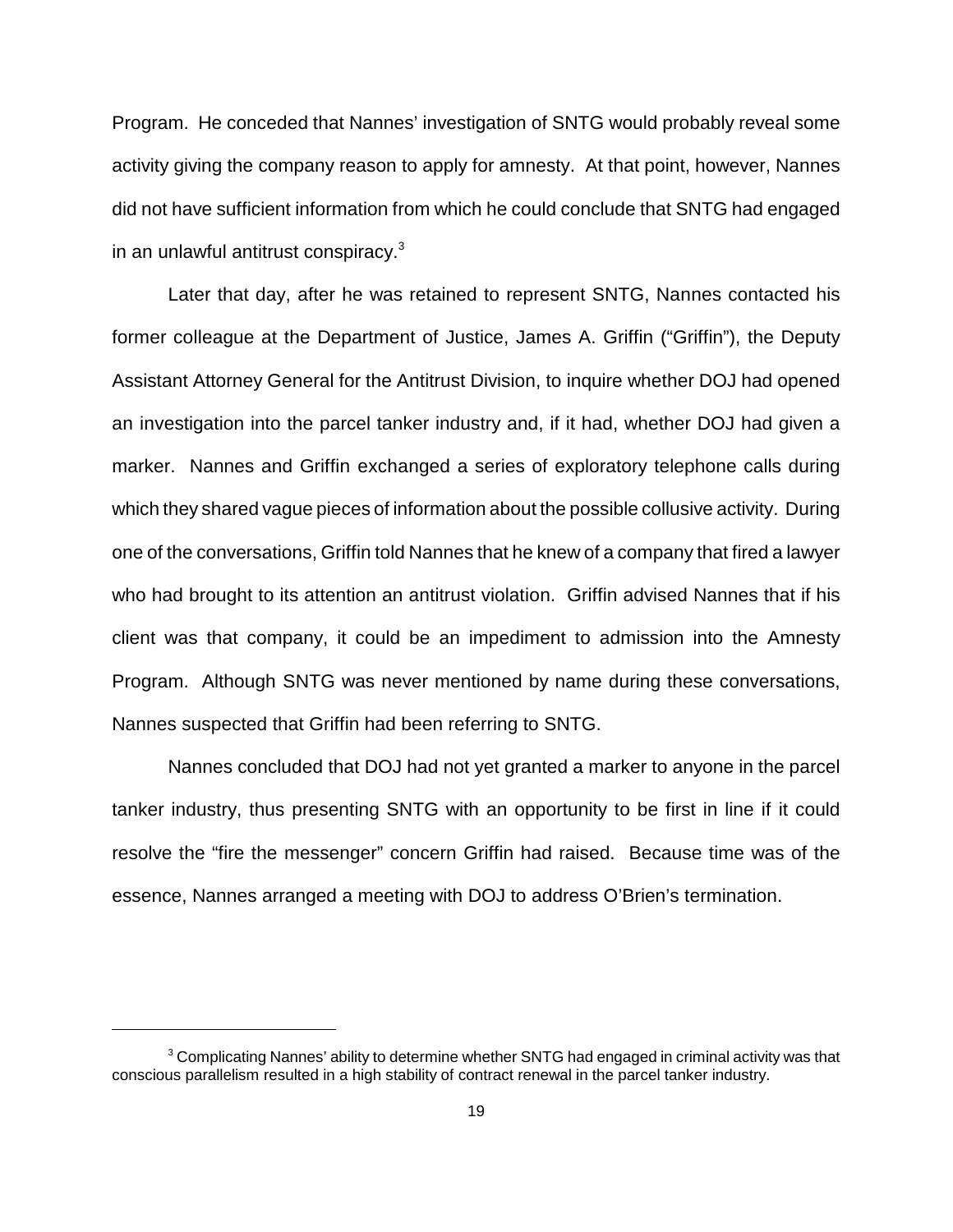Program. He conceded that Nannes' investigation of SNTG would probably reveal some activity giving the company reason to apply for amnesty. At that point, however, Nannes did not have sufficient information from which he could conclude that SNTG had engaged in an unlawful antitrust conspiracy.[3]

Later that day, after he was retained to represent SNTG, Nannes contacted his former colleague at the Department of Justice, James A. Griffin ("Griffin"), the Deputy Assistant Attorney General for the Antitrust Division, to inquire whether DOJ had opened an investigation into the parcel tanker industry and, if it had, whether DOJ had given a marker. Nannes and Griffin exchanged a series of exploratory telephone calls during which they shared vague pieces of information about the possible collusive activity. During one of the conversations, Griffin told Nannes that he knew of a company that fired a lawyer who had brought to its attention an antitrust violation. Griffin advised Nannes that if his client was that company, it could be an impediment to admission into the Amnesty Program. Although SNTG was never mentioned by name during these conversations, Nannes suspected that Griffin had been referring to SNTG.

Nannes concluded that DOJ had not yet granted a marker to anyone in the parcel tanker industry, thus presenting SNTG with an opportunity to be first in line if it could resolve the "fire the messenger" concern Griffin had raised. Because time was of the essence, Nannes arranged a meeting with DOJ to address O'Brien's termination.

---

[3] Complicating Nannes' ability to determine whether SNTG had engaged in criminal activity was that conscious parallelism resulted in a high stability of contract renewal in the parcel tanker industry.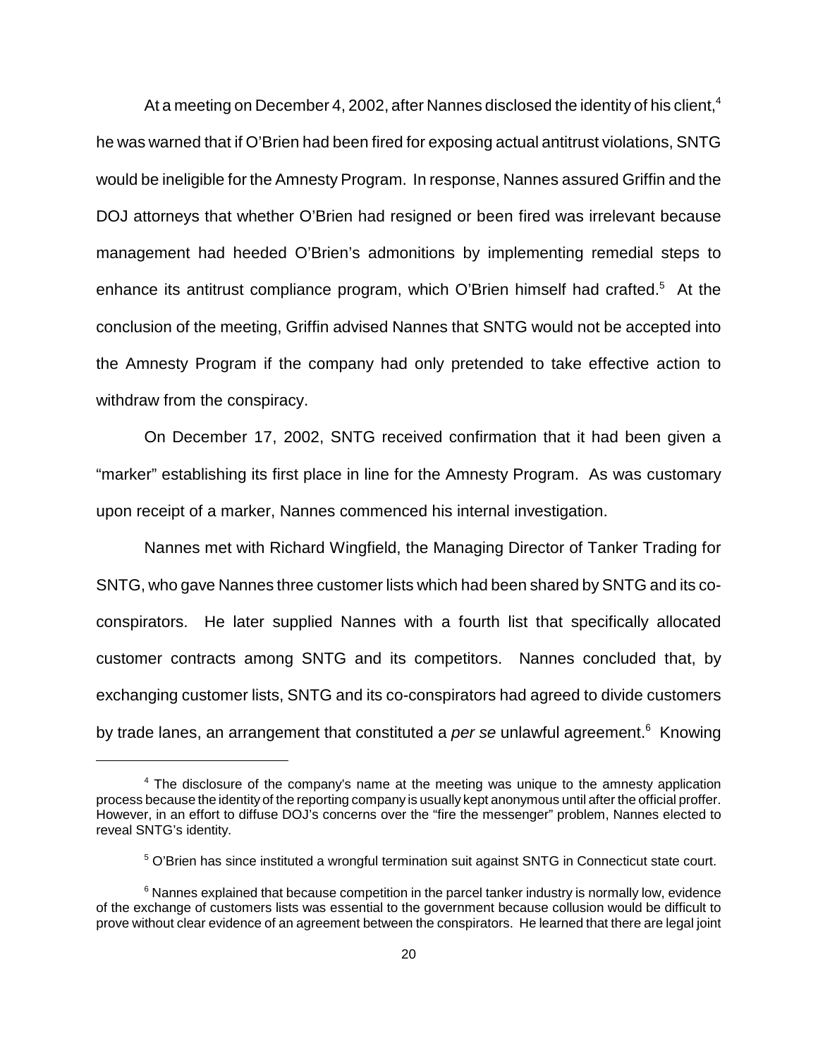At a meeting on December 4, 2002, after Nannes disclosed the identity of his client,[4] he was warned that if O'Brien had been fired for exposing actual antitrust violations, SNTG would be ineligible for the Amnesty Program. In response, Nannes assured Griffin and the DOJ attorneys that whether O'Brien had resigned or been fired was irrelevant because management had heeded O'Brien's admonitions by implementing remedial steps to enhance its antitrust compliance program, which O'Brien himself had crafted.[5] At the conclusion of the meeting, Griffin advised Nannes that SNTG would not be accepted into the Amnesty Program if the company had only pretended to take effective action to withdraw from the conspiracy.

On December 17, 2002, SNTG received confirmation that it had been given a "marker" establishing its first place in line for the Amnesty Program. As was customary upon receipt of a marker, Nannes commenced his internal investigation.

Nannes met with Richard Wingfield, the Managing Director of Tanker Trading for SNTG, who gave Nannes three customer lists which had been shared by SNTG and its co-conspirators. He later supplied Nannes with a fourth list that specifically allocated customer contracts among SNTG and its competitors. Nannes concluded that, by exchanging customer lists, SNTG and its co-conspirators had agreed to divide customers by trade lanes, an arrangement that constituted a *per se* unlawful agreement.[6] Knowing

---

[4] The disclosure of the company's name at the meeting was unique to the amnesty application process because the identity of the reporting company is usually kept anonymous until after the official proffer. However, in an effort to diffuse DOJ's concerns over the "fire the messenger" problem, Nannes elected to reveal SNTG's identity.

[5] O'Brien has since instituted a wrongful termination suit against SNTG in Connecticut state court.

[6] Nannes explained that because competition in the parcel tanker industry is normally low, evidence of the exchange of customers lists was essential to the government because collusion would be difficult to prove without clear evidence of an agreement between the conspirators. He learned that there are legal joint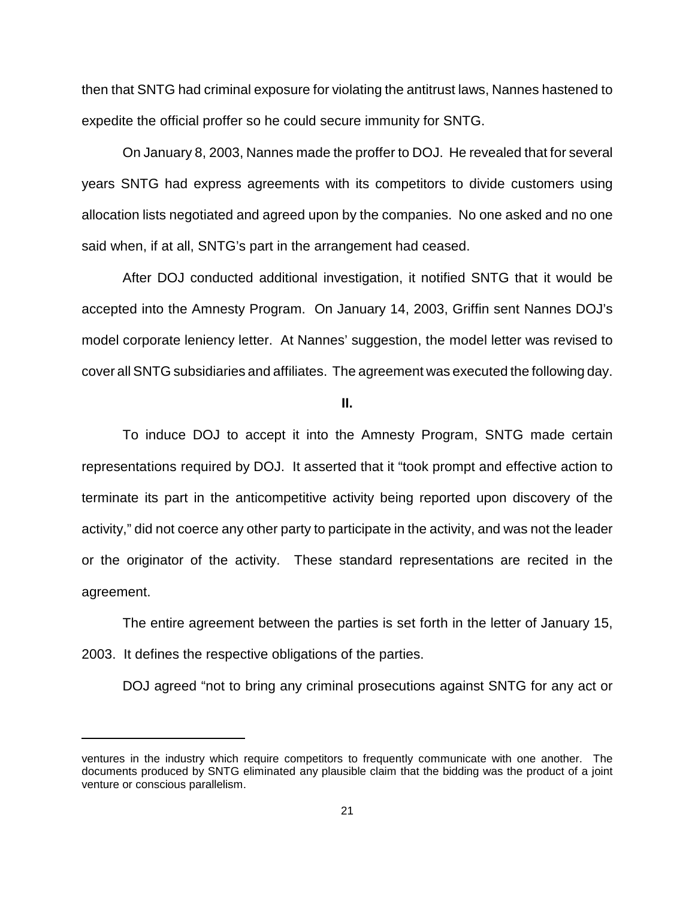then that SNTG had criminal exposure for violating the antitrust laws, Nannes hastened to expedite the official proffer so he could secure immunity for SNTG.

On January 8, 2003, Nannes made the proffer to DOJ. He revealed that for several years SNTG had express agreements with its competitors to divide customers using allocation lists negotiated and agreed upon by the companies. No one asked and no one said when, if at all, SNTG's part in the arrangement had ceased.

After DOJ conducted additional investigation, it notified SNTG that it would be accepted into the Amnesty Program. On January 14, 2003, Griffin sent Nannes DOJ's model corporate leniency letter. At Nannes' suggestion, the model letter was revised to cover all SNTG subsidiaries and affiliates. The agreement was executed the following day.

**II.**

To induce DOJ to accept it into the Amnesty Program, SNTG made certain representations required by DOJ. It asserted that it "took prompt and effective action to terminate its part in the anticompetitive activity being reported upon discovery of the activity," did not coerce any other party to participate in the activity, and was not the leader or the originator of the activity. These standard representations are recited in the agreement.

The entire agreement between the parties is set forth in the letter of January 15, 2003. It defines the respective obligations of the parties.

DOJ agreed "not to bring any criminal prosecutions against SNTG for any act or

---

ventures in the industry which require competitors to frequently communicate with one another. The documents produced by SNTG eliminated any plausible claim that the bidding was the product of a joint venture or conscious parallelism.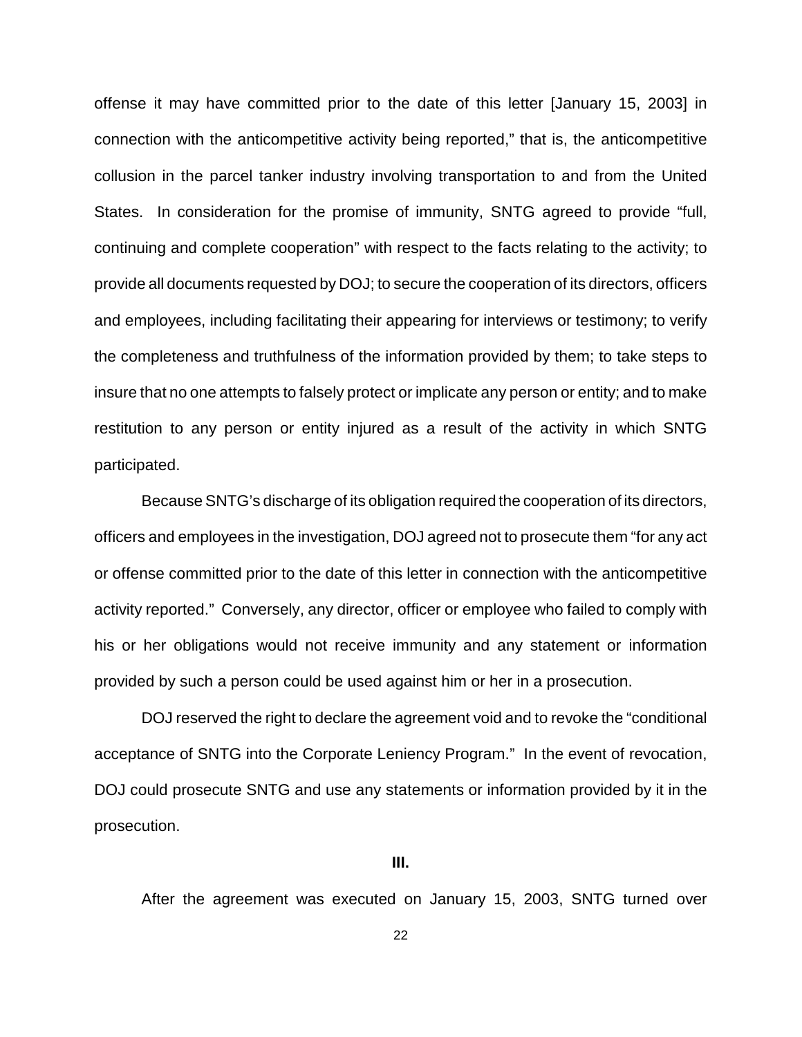offense it may have committed prior to the date of this letter [January 15, 2003] in connection with the anticompetitive activity being reported," that is, the anticompetitive collusion in the parcel tanker industry involving transportation to and from the United States. In consideration for the promise of immunity, SNTG agreed to provide "full, continuing and complete cooperation" with respect to the facts relating to the activity; to provide all documents requested by DOJ; to secure the cooperation of its directors, officers and employees, including facilitating their appearing for interviews or testimony; to verify the completeness and truthfulness of the information provided by them; to take steps to insure that no one attempts to falsely protect or implicate any person or entity; and to make restitution to any person or entity injured as a result of the activity in which SNTG participated.

Because SNTG's discharge of its obligation required the cooperation of its directors, officers and employees in the investigation, DOJ agreed not to prosecute them "for any act or offense committed prior to the date of this letter in connection with the anticompetitive activity reported." Conversely, any director, officer or employee who failed to comply with his or her obligations would not receive immunity and any statement or information provided by such a person could be used against him or her in a prosecution.

DOJ reserved the right to declare the agreement void and to revoke the "conditional acceptance of SNTG into the Corporate Leniency Program." In the event of revocation, DOJ could prosecute SNTG and use any statements or information provided by it in the prosecution.

## III.

After the agreement was executed on January 15, 2003, SNTG turned over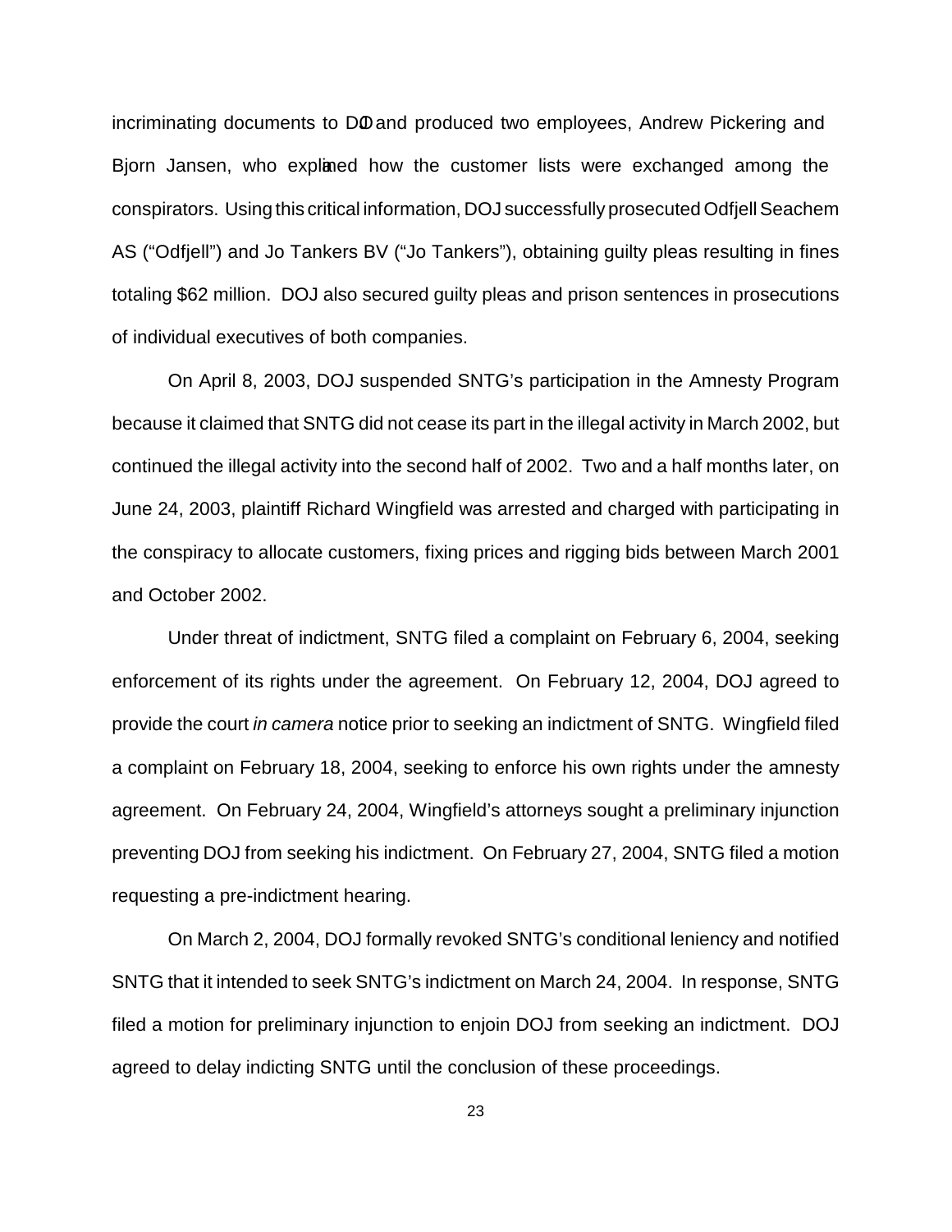incriminating documents to DOJ and produced two employees, Andrew Pickering and Bjorn Jansen, who explained how the customer lists were exchanged among the conspirators. Using this critical information, DOJ successfully prosecuted Odfjell Seachem AS ("Odfjell") and Jo Tankers BV ("Jo Tankers"), obtaining guilty pleas resulting in fines totaling $62 million. DOJ also secured guilty pleas and prison sentences in prosecutions of individual executives of both companies.

On April 8, 2003, DOJ suspended SNTG's participation in the Amnesty Program because it claimed that SNTG did not cease its part in the illegal activity in March 2002, but continued the illegal activity into the second half of 2002. Two and a half months later, on June 24, 2003, plaintiff Richard Wingfield was arrested and charged with participating in the conspiracy to allocate customers, fixing prices and rigging bids between March 2001 and October 2002.

Under threat of indictment, SNTG filed a complaint on February 6, 2004, seeking enforcement of its rights under the agreement. On February 12, 2004, DOJ agreed to provide the court *in camera* notice prior to seeking an indictment of SNTG. Wingfield filed a complaint on February 18, 2004, seeking to enforce his own rights under the amnesty agreement. On February 24, 2004, Wingfield's attorneys sought a preliminary injunction preventing DOJ from seeking his indictment. On February 27, 2004, SNTG filed a motion requesting a pre-indictment hearing.

On March 2, 2004, DOJ formally revoked SNTG's conditional leniency and notified SNTG that it intended to seek SNTG's indictment on March 24, 2004. In response, SNTG filed a motion for preliminary injunction to enjoin DOJ from seeking an indictment. DOJ agreed to delay indicting SNTG until the conclusion of these proceedings.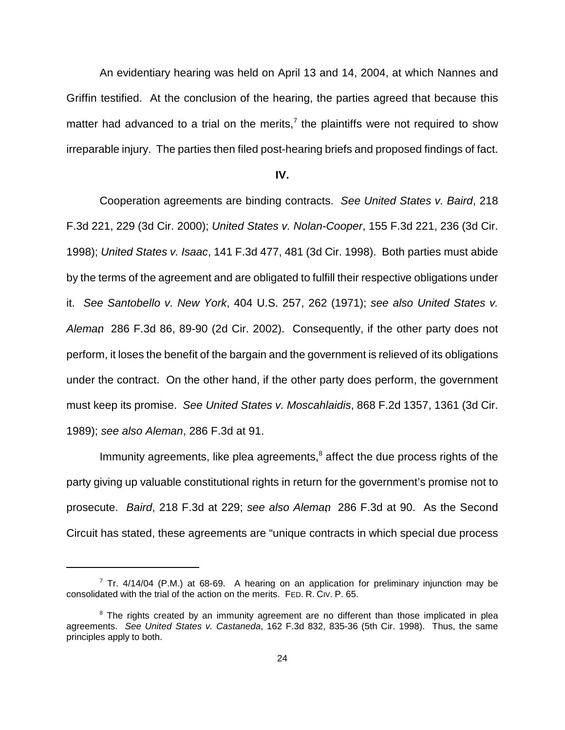An evidentiary hearing was held on April 13 and 14, 2004, at which Nannes and Griffin testified. At the conclusion of the hearing, the parties agreed that because this matter had advanced to a trial on the merits,[7] the plaintiffs were not required to show irreparable injury. The parties then filed post-hearing briefs and proposed findings of fact.

### IV.

Cooperation agreements are binding contracts. *See United States v. Baird*, 218 F.3d 221, 229 (3d Cir. 2000); *United States v. Nolan-Cooper*, 155 F.3d 221, 236 (3d Cir. 1998); *United States v. Isaac*, 141 F.3d 477, 481 (3d Cir. 1998). Both parties must abide by the terms of the agreement and are obligated to fulfill their respective obligations under it. *See Santobello v. New York*, 404 U.S. 257, 262 (1971); *see also United States v. Aleman*, 286 F.3d 86, 89-90 (2d Cir. 2002). Consequently, if the other party does not perform, it loses the benefit of the bargain and the government is relieved of its obligations under the contract. On the other hand, if the other party does perform, the government must keep its promise. *See United States v. Moscahlaidis*, 868 F.2d 1357, 1361 (3d Cir. 1989); *see also Aleman*, 286 F.3d at 91.

Immunity agreements, like plea agreements,[8] affect the due process rights of the party giving up valuable constitutional rights in return for the government's promise not to prosecute. *Baird*, 218 F.3d at 229; *see also Aleman*, 286 F.3d at 90. As the Second Circuit has stated, these agreements are "unique contracts in which special due process

---

[7] Tr. 4/14/04 (P.M.) at 68-69. A hearing on an application for preliminary injunction may be consolidated with the trial of the action on the merits. FED. R. CIV. P. 65.

[8] The rights created by an immunity agreement are no different than those implicated in plea agreements. *See United States v. Castaneda*, 162 F.3d 832, 835-36 (5th Cir. 1998). Thus, the same principles apply to both.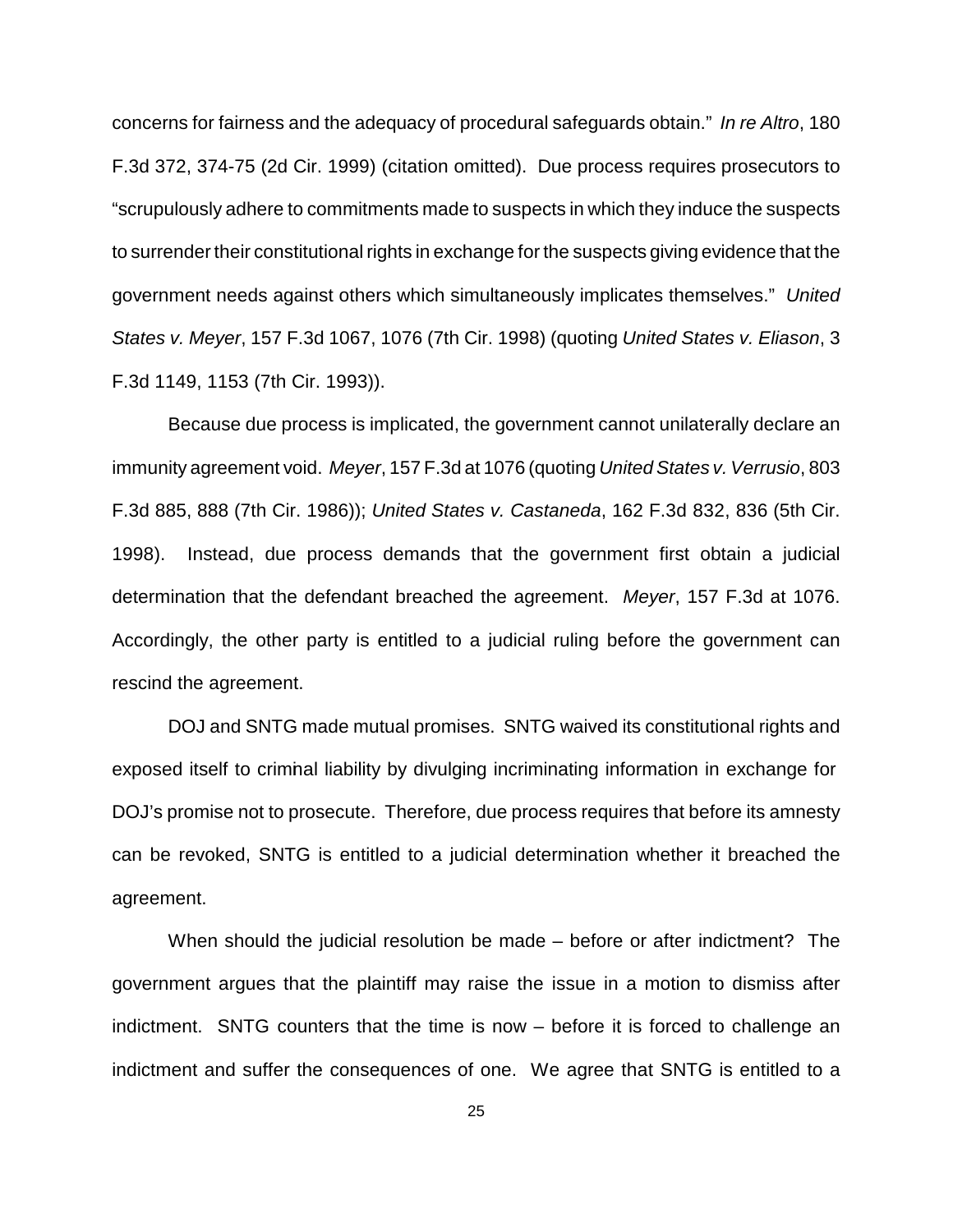concerns for fairness and the adequacy of procedural safeguards obtain." *In re Altro*, 180 F.3d 372, 374-75 (2d Cir. 1999) (citation omitted). Due process requires prosecutors to "scrupulously adhere to commitments made to suspects in which they induce the suspects to surrender their constitutional rights in exchange for the suspects giving evidence that the government needs against others which simultaneously implicates themselves." *United States v. Meyer*, 157 F.3d 1067, 1076 (7th Cir. 1998) (quoting *United States v. Eliason*, 3 F.3d 1149, 1153 (7th Cir. 1993)).

Because due process is implicated, the government cannot unilaterally declare an immunity agreement void. *Meyer*, 157 F.3d at 1076 (quoting *United States v. Verrusio*, 803 F.3d 885, 888 (7th Cir. 1986)); *United States v. Castaneda*, 162 F.3d 832, 836 (5th Cir. 1998). Instead, due process demands that the government first obtain a judicial determination that the defendant breached the agreement. *Meyer*, 157 F.3d at 1076. Accordingly, the other party is entitled to a judicial ruling before the government can rescind the agreement.

DOJ and SNTG made mutual promises. SNTG waived its constitutional rights and exposed itself to criminal liability by divulging incriminating information in exchange for DOJ's promise not to prosecute. Therefore, due process requires that before its amnesty can be revoked, SNTG is entitled to a judicial determination whether it breached the agreement.

When should the judicial resolution be made – before or after indictment? The government argues that the plaintiff may raise the issue in a motion to dismiss after indictment. SNTG counters that the time is now – before it is forced to challenge an indictment and suffer the consequences of one. We agree that SNTG is entitled to a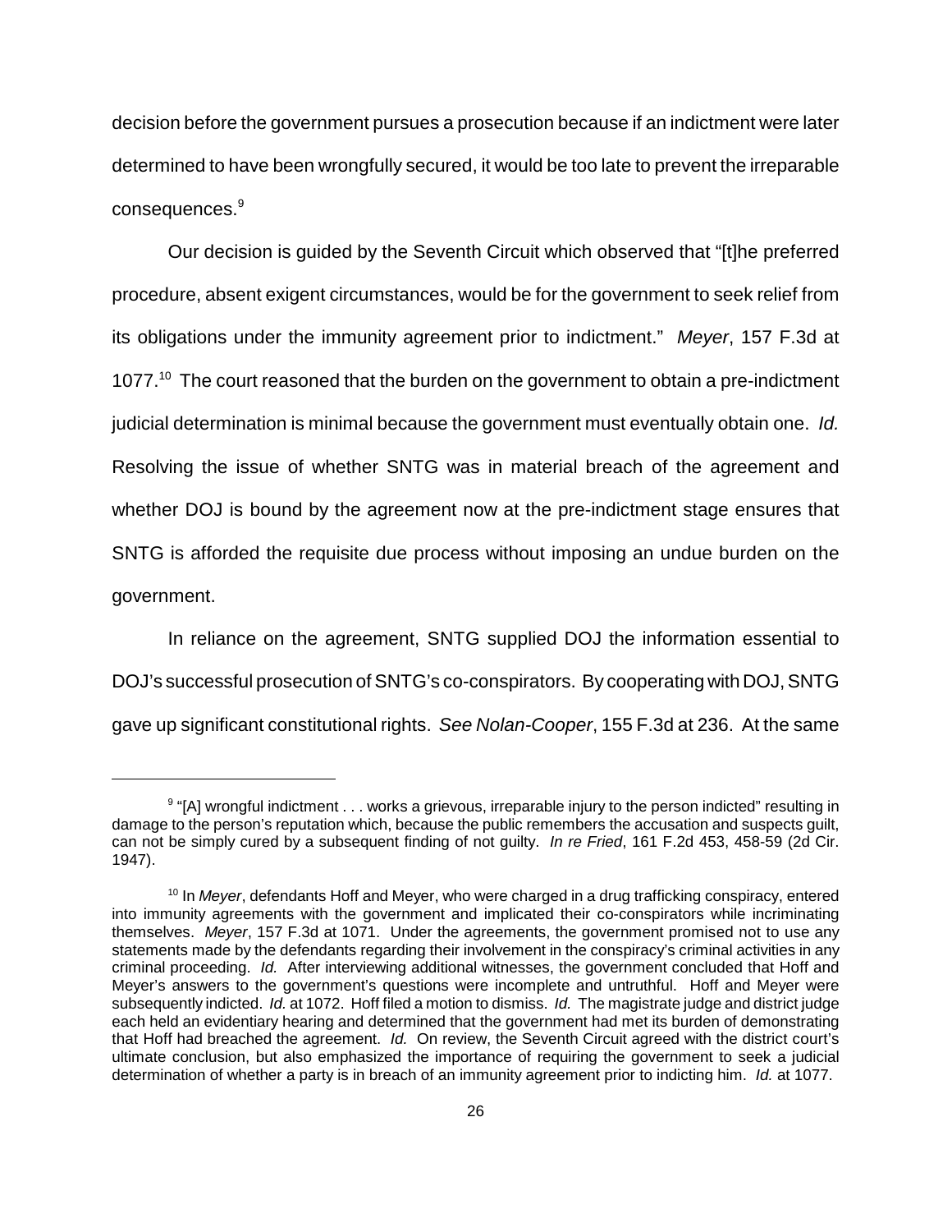decision before the government pursues a prosecution because if an indictment were later determined to have been wrongfully secured, it would be too late to prevent the irreparable consequences.[9]

Our decision is guided by the Seventh Circuit which observed that "[t]he preferred procedure, absent exigent circumstances, would be for the government to seek relief from its obligations under the immunity agreement prior to indictment." *Meyer*, 157 F.3d at 1077.[10] The court reasoned that the burden on the government to obtain a pre-indictment judicial determination is minimal because the government must eventually obtain one. *Id.* Resolving the issue of whether SNTG was in material breach of the agreement and whether DOJ is bound by the agreement now at the pre-indictment stage ensures that SNTG is afforded the requisite due process without imposing an undue burden on the government.

In reliance on the agreement, SNTG supplied DOJ the information essential to DOJ's successful prosecution of SNTG's co-conspirators. By cooperating with DOJ, SNTG gave up significant constitutional rights. *See Nolan-Cooper*, 155 F.3d at 236. At the same

---

[9] "[A] wrongful indictment . . . works a grievous, irreparable injury to the person indicted" resulting in damage to the person's reputation which, because the public remembers the accusation and suspects guilt, can not be simply cured by a subsequent finding of not guilty. *In re Fried*, 161 F.2d 453, 458-59 (2d Cir. 1947).

[10] In *Meyer*, defendants Hoff and Meyer, who were charged in a drug trafficking conspiracy, entered into immunity agreements with the government and implicated their co-conspirators while incriminating themselves. *Meyer*, 157 F.3d at 1071. Under the agreements, the government promised not to use any statements made by the defendants regarding their involvement in the conspiracy's criminal activities in any criminal proceeding. *Id.* After interviewing additional witnesses, the government concluded that Hoff and Meyer's answers to the government's questions were incomplete and untruthful. Hoff and Meyer were subsequently indicted. *Id.* at 1072. Hoff filed a motion to dismiss. *Id.* The magistrate judge and district judge each held an evidentiary hearing and determined that the government had met its burden of demonstrating that Hoff had breached the agreement. *Id.* On review, the Seventh Circuit agreed with the district court's ultimate conclusion, but also emphasized the importance of requiring the government to seek a judicial determination of whether a party is in breach of an immunity agreement prior to indicting him. *Id.* at 1077.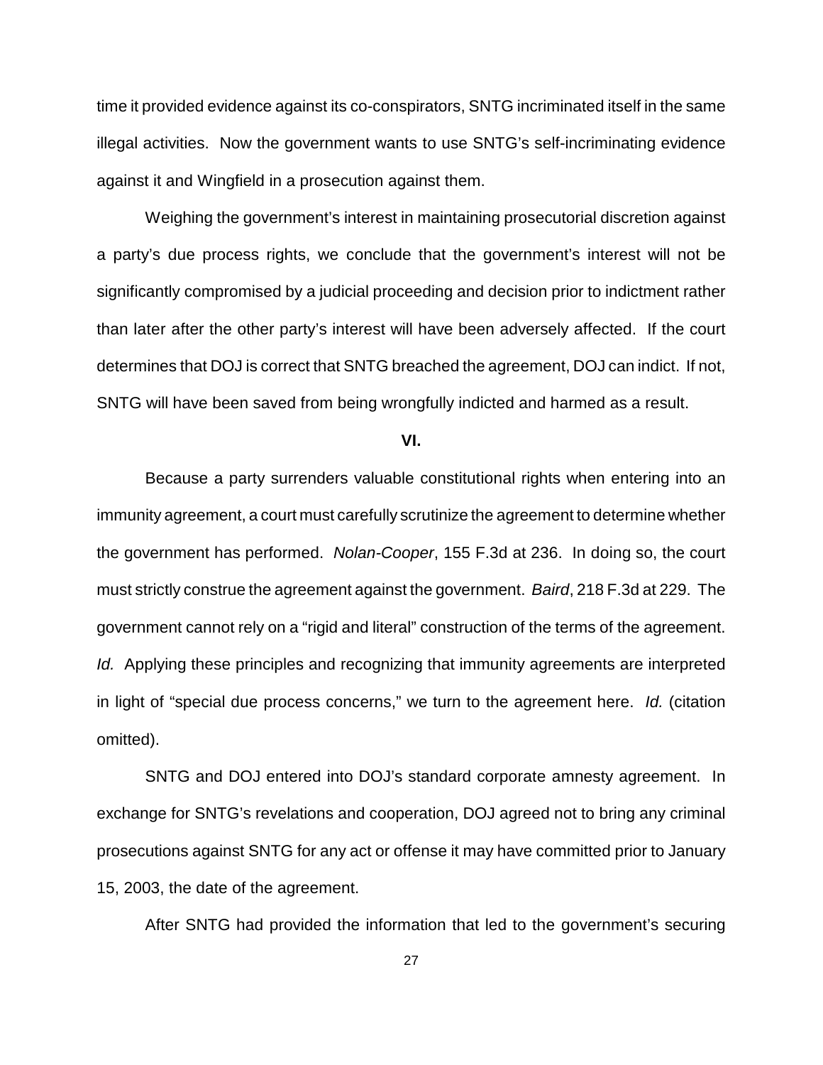time it provided evidence against its co-conspirators, SNTG incriminated itself in the same illegal activities. Now the government wants to use SNTG's self-incriminating evidence against it and Wingfield in a prosecution against them.

Weighing the government's interest in maintaining prosecutorial discretion against a party's due process rights, we conclude that the government's interest will not be significantly compromised by a judicial proceeding and decision prior to indictment rather than later after the other party's interest will have been adversely affected. If the court determines that DOJ is correct that SNTG breached the agreement, DOJ can indict. If not, SNTG will have been saved from being wrongfully indicted and harmed as a result.

**VI.**

Because a party surrenders valuable constitutional rights when entering into an immunity agreement, a court must carefully scrutinize the agreement to determine whether the government has performed. *Nolan-Cooper*, 155 F.3d at 236. In doing so, the court must strictly construe the agreement against the government. *Baird*, 218 F.3d at 229. The government cannot rely on a "rigid and literal" construction of the terms of the agreement. *Id.* Applying these principles and recognizing that immunity agreements are interpreted in light of "special due process concerns," we turn to the agreement here. *Id.* (citation omitted).

SNTG and DOJ entered into DOJ's standard corporate amnesty agreement. In exchange for SNTG's revelations and cooperation, DOJ agreed not to bring any criminal prosecutions against SNTG for any act or offense it may have committed prior to January 15, 2003, the date of the agreement.

After SNTG had provided the information that led to the government's securing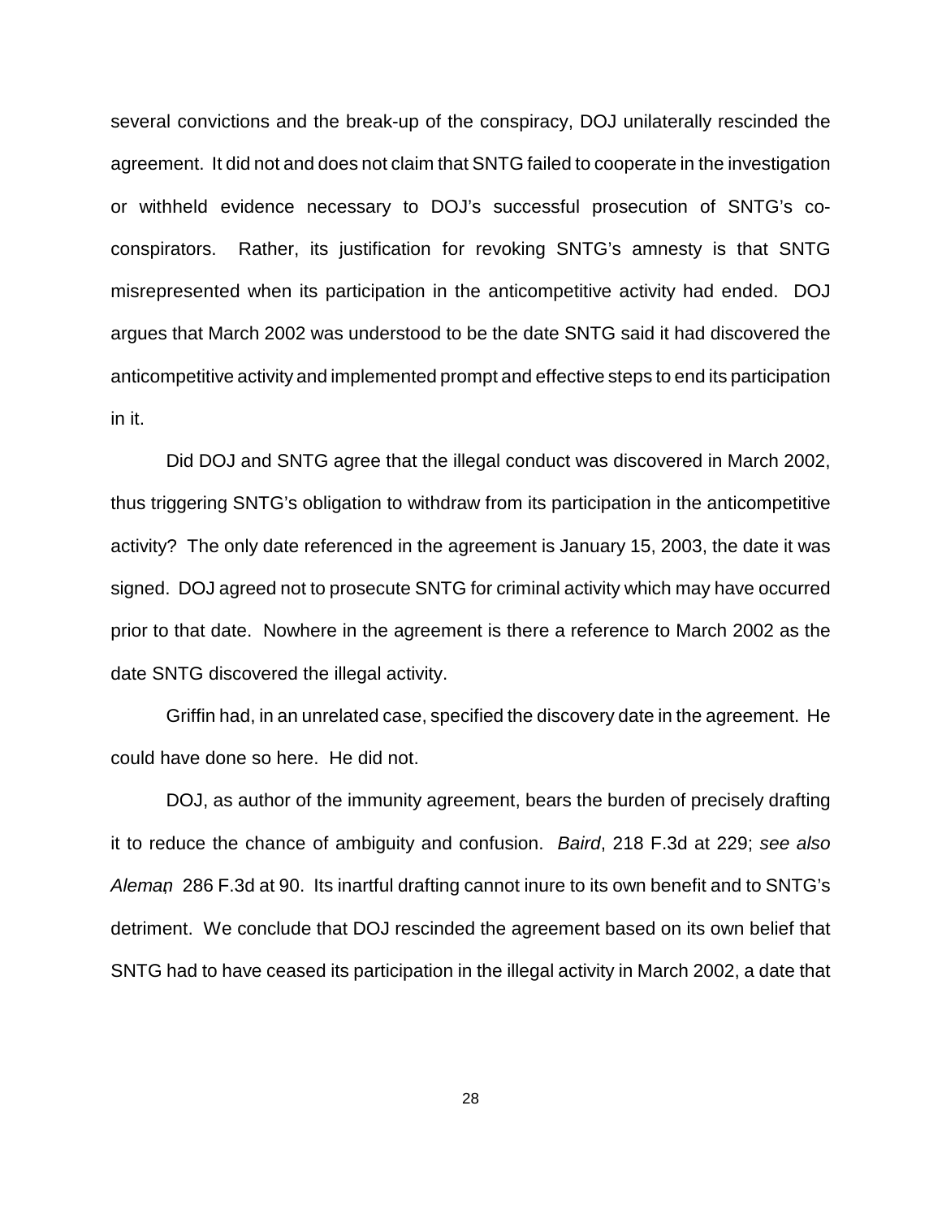several convictions and the break-up of the conspiracy, DOJ unilaterally rescinded the agreement. It did not and does not claim that SNTG failed to cooperate in the investigation or withheld evidence necessary to DOJ's successful prosecution of SNTG's co-conspirators. Rather, its justification for revoking SNTG's amnesty is that SNTG misrepresented when its participation in the anticompetitive activity had ended. DOJ argues that March 2002 was understood to be the date SNTG said it had discovered the anticompetitive activity and implemented prompt and effective steps to end its participation in it.

Did DOJ and SNTG agree that the illegal conduct was discovered in March 2002, thus triggering SNTG's obligation to withdraw from its participation in the anticompetitive activity? The only date referenced in the agreement is January 15, 2003, the date it was signed. DOJ agreed not to prosecute SNTG for criminal activity which may have occurred prior to that date. Nowhere in the agreement is there a reference to March 2002 as the date SNTG discovered the illegal activity.

Griffin had, in an unrelated case, specified the discovery date in the agreement. He could have done so here. He did not.

DOJ, as author of the immunity agreement, bears the burden of precisely drafting it to reduce the chance of ambiguity and confusion. *Baird*, 218 F.3d at 229; *see also Aleman*, 286 F.3d at 90. Its inartful drafting cannot inure to its own benefit and to SNTG's detriment. We conclude that DOJ rescinded the agreement based on its own belief that SNTG had to have ceased its participation in the illegal activity in March 2002, a date that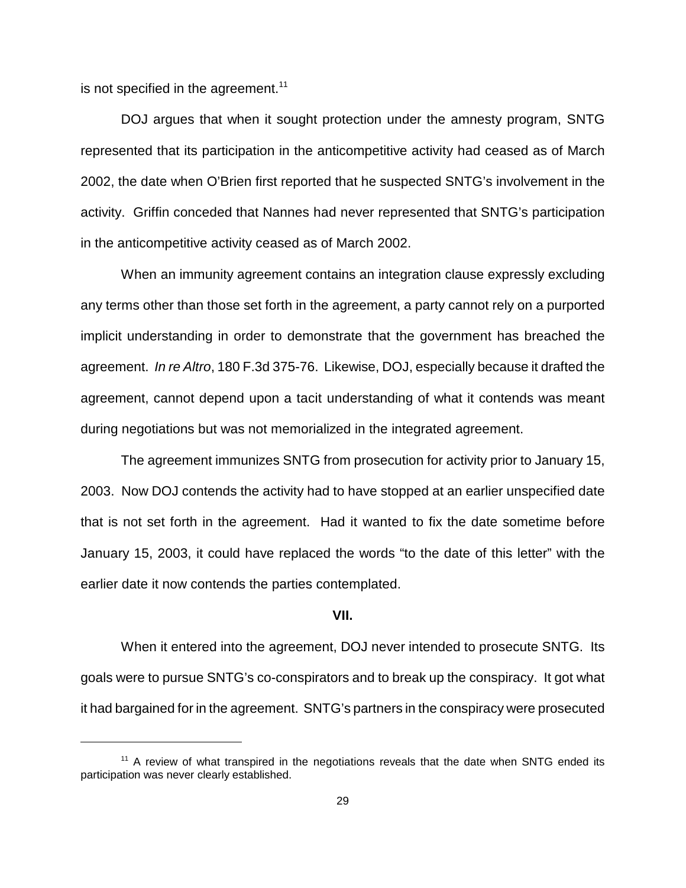is not specified in the agreement.[11]

DOJ argues that when it sought protection under the amnesty program, SNTG represented that its participation in the anticompetitive activity had ceased as of March 2002, the date when O'Brien first reported that he suspected SNTG's involvement in the activity. Griffin conceded that Nannes had never represented that SNTG's participation in the anticompetitive activity ceased as of March 2002.

When an immunity agreement contains an integration clause expressly excluding any terms other than those set forth in the agreement, a party cannot rely on a purported implicit understanding in order to demonstrate that the government has breached the agreement. *In re Altro*, 180 F.3d 375-76. Likewise, DOJ, especially because it drafted the agreement, cannot depend upon a tacit understanding of what it contends was meant during negotiations but was not memorialized in the integrated agreement.

The agreement immunizes SNTG from prosecution for activity prior to January 15, 2003. Now DOJ contends the activity had to have stopped at an earlier unspecified date that is not set forth in the agreement. Had it wanted to fix the date sometime before January 15, 2003, it could have replaced the words "to the date of this letter" with the earlier date it now contends the parties contemplated.

**VII.**

When it entered into the agreement, DOJ never intended to prosecute SNTG. Its goals were to pursue SNTG's co-conspirators and to break up the conspiracy. It got what it had bargained for in the agreement. SNTG's partners in the conspiracy were prosecuted

[11] A review of what transpired in the negotiations reveals that the date when SNTG ended its participation was never clearly established.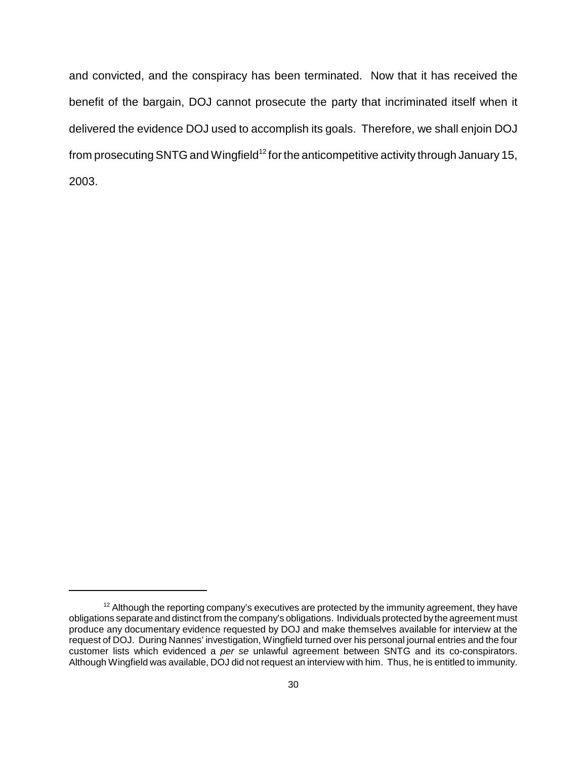and convicted, and the conspiracy has been terminated. Now that it has received the benefit of the bargain, DOJ cannot prosecute the party that incriminated itself when it delivered the evidence DOJ used to accomplish its goals. Therefore, we shall enjoin DOJ from prosecuting SNTG and Wingfield[12] for the anticompetitive activity through January 15, 2003.

---

[12] Although the reporting company's executives are protected by the immunity agreement, they have obligations separate and distinct from the company's obligations. Individuals protected by the agreement must produce any documentary evidence requested by DOJ and make themselves available for interview at the request of DOJ. During Nannes' investigation, Wingfield turned over his personal journal entries and the four customer lists which evidenced a *per se* unlawful agreement between SNTG and its co-conspirators. Although Wingfield was available, DOJ did not request an interview with him. Thus, he is entitled to immunity.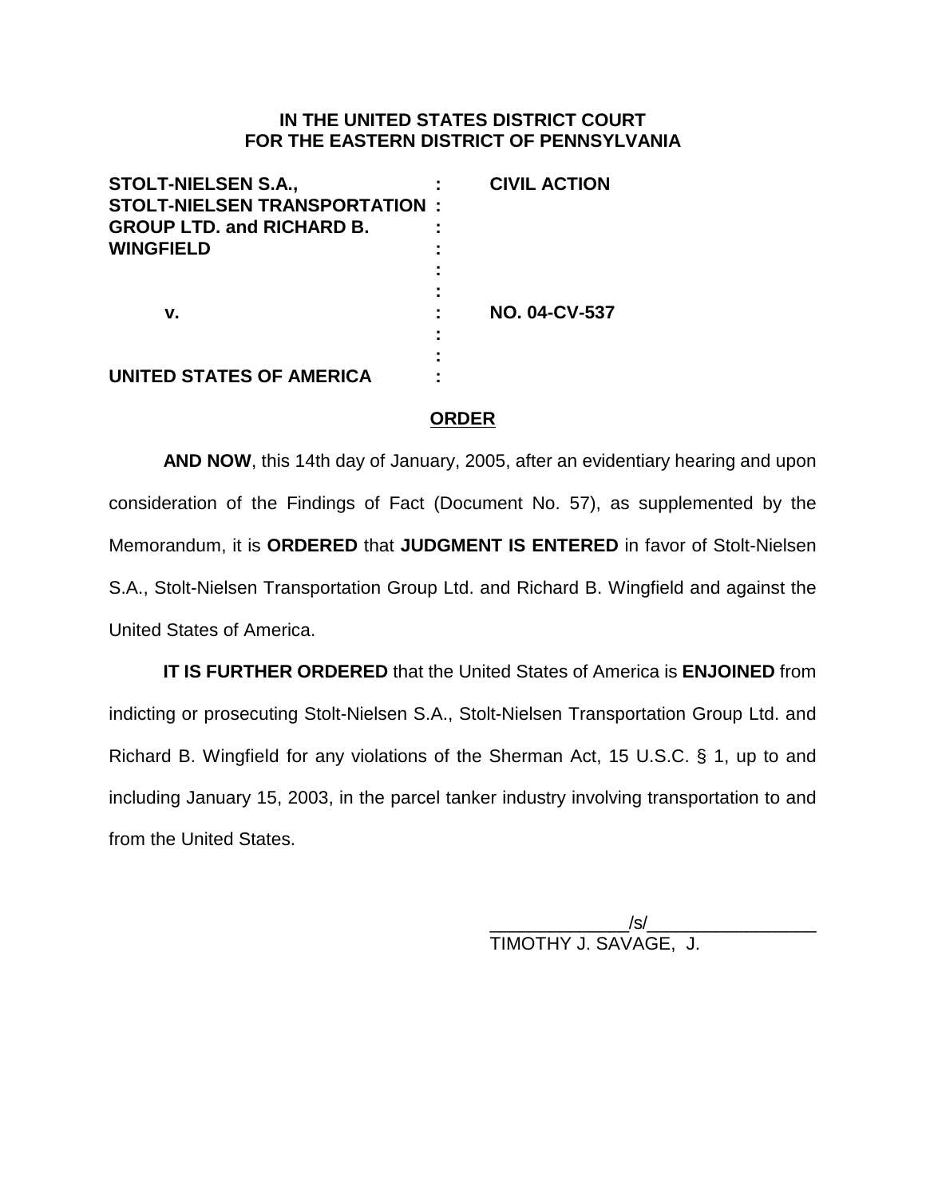**IN THE UNITED STATES DISTRICT COURT**
**FOR THE EASTERN DISTRICT OF PENNSYLVANIA**

| | | |
|---|---|---|
| **STOLT-NIELSEN S.A., STOLT-NIELSEN TRANSPORTATION GROUP LTD. and RICHARD B. WINGFIELD** | : | **CIVIL ACTION** |
| **v.** | : | **NO. 04-CV-537** |
| **UNITED STATES OF AMERICA** | : | |

**ORDER**

**AND NOW**, this 14th day of January, 2005, after an evidentiary hearing and upon consideration of the Findings of Fact (Document No. 57), as supplemented by the Memorandum, it is **ORDERED** that **JUDGMENT IS ENTERED** in favor of Stolt-Nielsen S.A., Stolt-Nielsen Transportation Group Ltd. and Richard B. Wingfield and against the United States of America.

**IT IS FURTHER ORDERED** that the United States of America is **ENJOINED** from indicting or prosecuting Stolt-Nielsen S.A., Stolt-Nielsen Transportation Group Ltd. and Richard B. Wingfield for any violations of the Sherman Act, 15 U.S.C. § 1, up to and including January 15, 2003, in the parcel tanker industry involving transportation to and from the United States.

/s/
TIMOTHY J. SAVAGE, J.